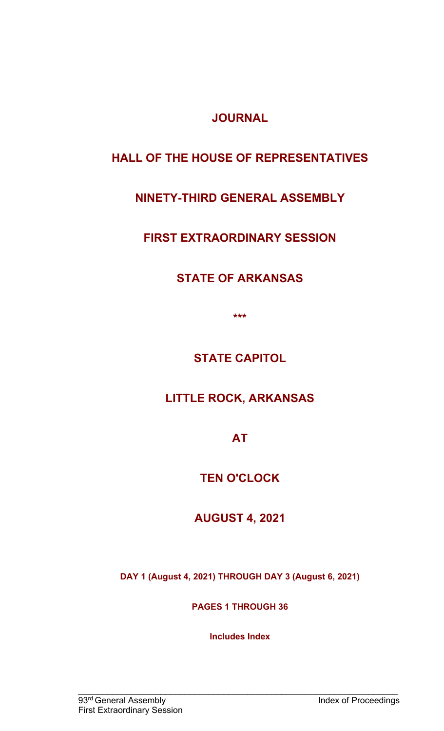# JOURNAL

# HALL OF THE HOUSE OF REPRESENTATIVES

# NINETY-THIRD GENERAL ASSEMBLY

# FIRST EXTRAORDINARY SESSION

# STATE OF ARKANSAS

***

## STATE CAPITOL

## LITTLE ROCK, ARKANSAS

## AT

## TEN O'CLOCK

## AUGUST 4, 2021

**DAY 1 (August 4, 2021) THROUGH DAY 3 (August 6, 2021)**

**PAGES 1 THROUGH 36**

**Includes Index**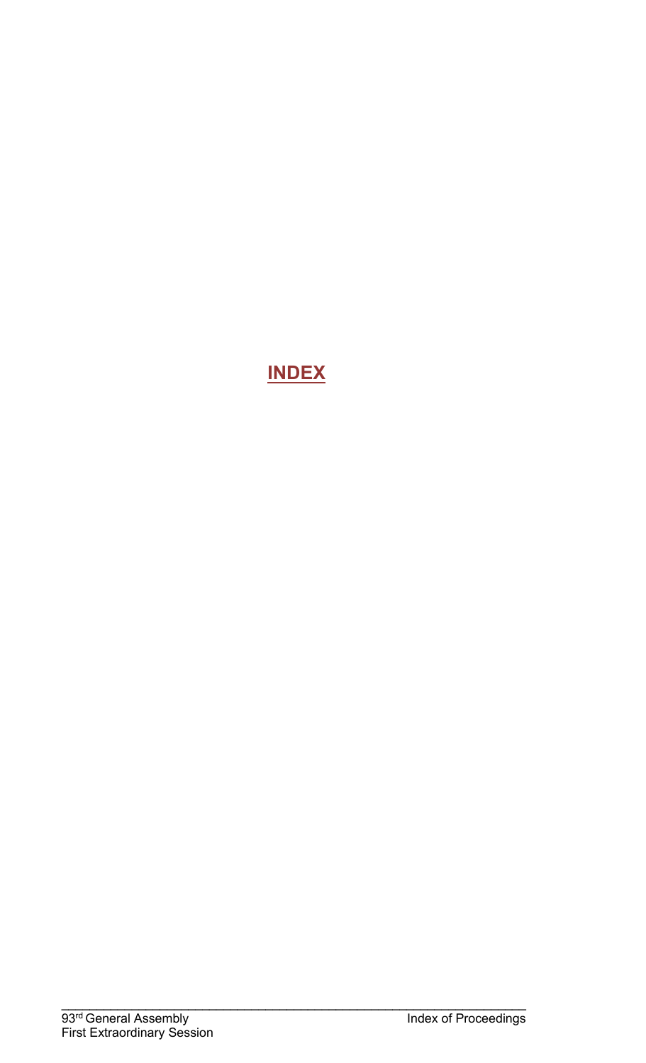# INDEX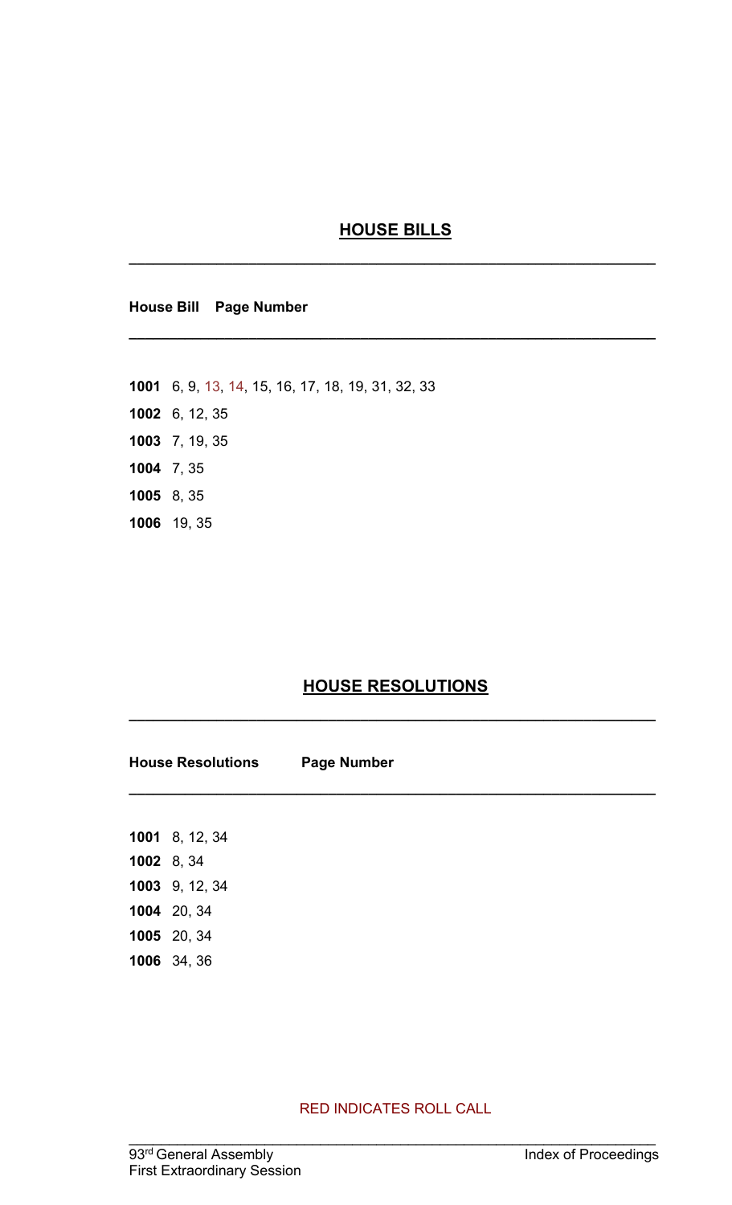## HOUSE BILLS

| House Bill | Page Number |
| --- | --- |
| **1001** | 6, 9, 13, 14, 15, 16, 17, 18, 19, 31, 32, 33 |
| **1002** | 6, 12, 35 |
| **1003** | 7, 19, 35 |
| **1004** | 7, 35 |
| **1005** | 8, 35 |
| **1006** | 19, 35 |

## HOUSE RESOLUTIONS

| House Resolutions | Page Number |
| --- | --- |
| **1001** | 8, 12, 34 |
| **1002** | 8, 34 |
| **1003** | 9, 12, 34 |
| **1004** | 20, 34 |
| **1005** | 20, 34 |
| **1006** | 34, 36 |

RED INDICATES ROLL CALL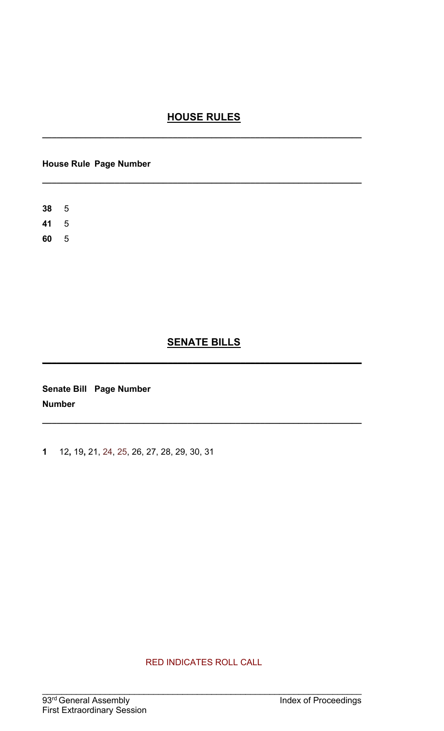## HOUSE RULES

| House Rule | Page Number |
| --- | --- |
| **38** | 5 |
| **41** | 5 |
| **60** | 5 |

## SENATE BILLS

| Senate Bill Number | Page Number |
| --- | --- |
| **1** | 12, 19, 21, 24, 25, 26, 27, 28, 29, 30, 31 |

RED INDICATES ROLL CALL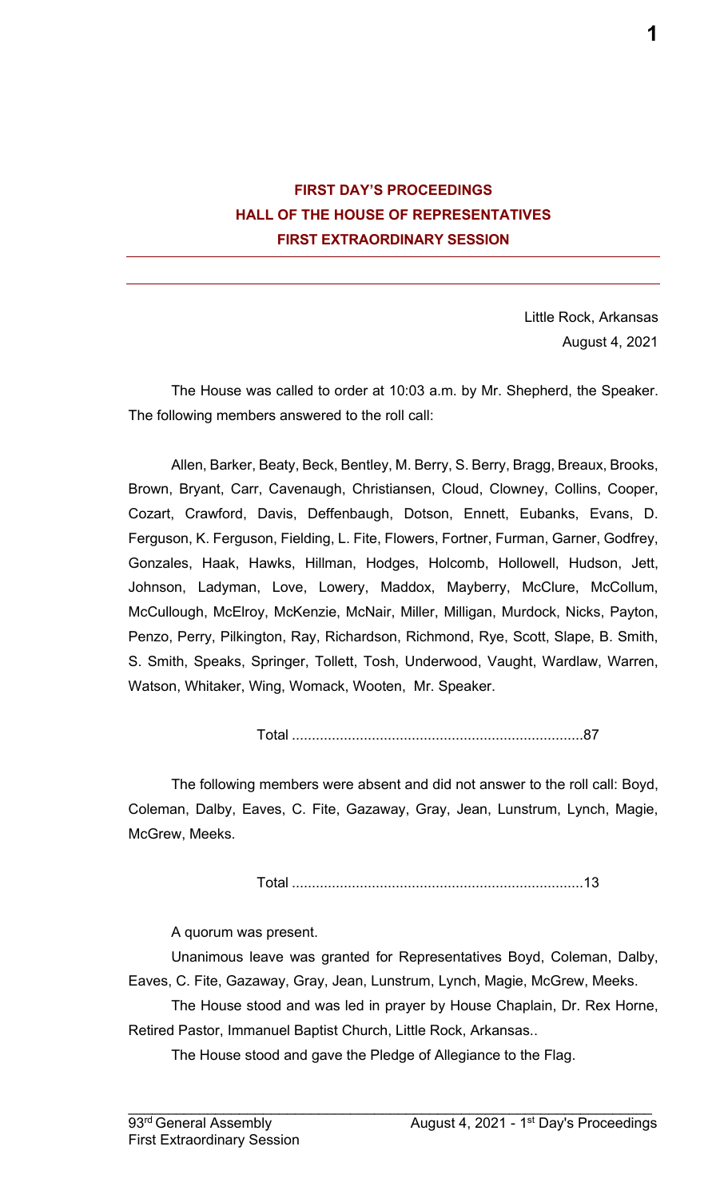## FIRST DAY'S PROCEEDINGS
## HALL OF THE HOUSE OF REPRESENTATIVES
## FIRST EXTRAORDINARY SESSION

---

Little Rock, Arkansas
August 4, 2021

The House was called to order at 10:03 a.m. by Mr. Shepherd, the Speaker. The following members answered to the roll call:

Allen, Barker, Beaty, Beck, Bentley, M. Berry, S. Berry, Bragg, Breaux, Brooks, Brown, Bryant, Carr, Cavenaugh, Christiansen, Cloud, Clowney, Collins, Cooper, Cozart, Crawford, Davis, Deffenbaugh, Dotson, Ennett, Eubanks, Evans, D. Ferguson, K. Ferguson, Fielding, L. Fite, Flowers, Fortner, Furman, Garner, Godfrey, Gonzales, Haak, Hawks, Hillman, Hodges, Holcomb, Hollowell, Hudson, Jett, Johnson, Ladyman, Love, Lowery, Maddox, Mayberry, McClure, McCollum, McCullough, McElroy, McKenzie, McNair, Miller, Milligan, Murdock, Nicks, Payton, Penzo, Perry, Pilkington, Ray, Richardson, Richmond, Rye, Scott, Slape, B. Smith, S. Smith, Speaks, Springer, Tollett, Tosh, Underwood, Vaught, Wardlaw, Warren, Watson, Whitaker, Wing, Womack, Wooten, Mr. Speaker.

Total ........................................................................87

The following members were absent and did not answer to the roll call: Boyd, Coleman, Dalby, Eaves, C. Fite, Gazaway, Gray, Jean, Lunstrum, Lynch, Magie, McGrew, Meeks.

Total ........................................................................13

A quorum was present.

Unanimous leave was granted for Representatives Boyd, Coleman, Dalby, Eaves, C. Fite, Gazaway, Gray, Jean, Lunstrum, Lynch, Magie, McGrew, Meeks.

The House stood and was led in prayer by House Chaplain, Dr. Rex Horne, Retired Pastor, Immanuel Baptist Church, Little Rock, Arkansas..

The House stood and gave the Pledge of Allegiance to the Flag.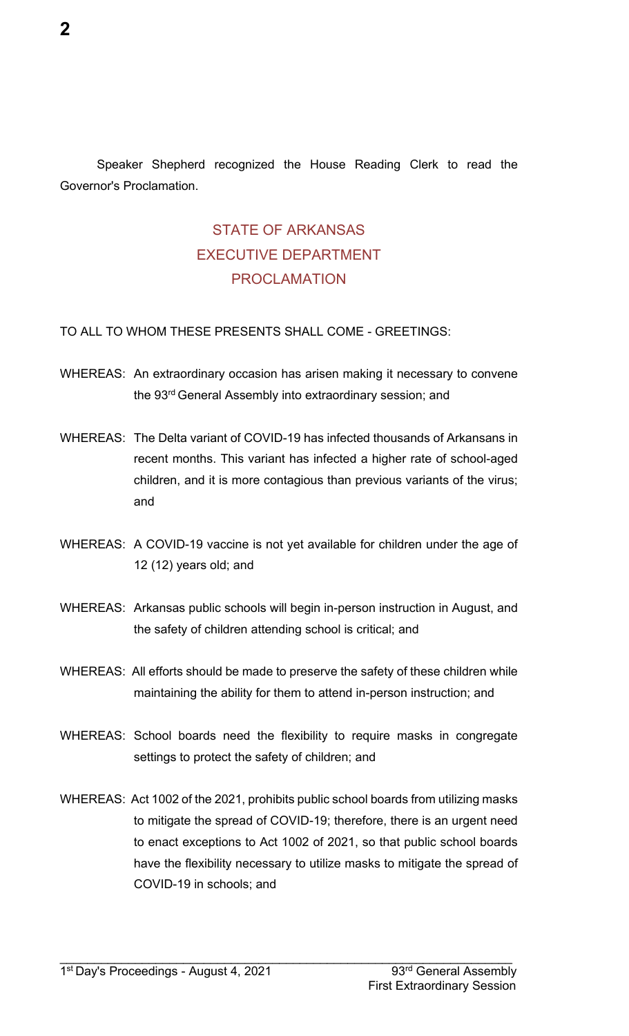Speaker Shepherd recognized the House Reading Clerk to read the Governor's Proclamation.

## STATE OF ARKANSAS
## EXECUTIVE DEPARTMENT
## PROCLAMATION

TO ALL TO WHOM THESE PRESENTS SHALL COME - GREETINGS:

WHEREAS: An extraordinary occasion has arisen making it necessary to convene the 93rd General Assembly into extraordinary session; and

WHEREAS: The Delta variant of COVID-19 has infected thousands of Arkansans in recent months. This variant has infected a higher rate of school-aged children, and it is more contagious than previous variants of the virus; and

WHEREAS: A COVID-19 vaccine is not yet available for children under the age of 12 (12) years old; and

WHEREAS: Arkansas public schools will begin in-person instruction in August, and the safety of children attending school is critical; and

WHEREAS: All efforts should be made to preserve the safety of these children while maintaining the ability for them to attend in-person instruction; and

WHEREAS: School boards need the flexibility to require masks in congregate settings to protect the safety of children; and

WHEREAS: Act 1002 of the 2021, prohibits public school boards from utilizing masks to mitigate the spread of COVID-19; therefore, there is an urgent need to enact exceptions to Act 1002 of 2021, so that public school boards have the flexibility necessary to utilize masks to mitigate the spread of COVID-19 in schools; and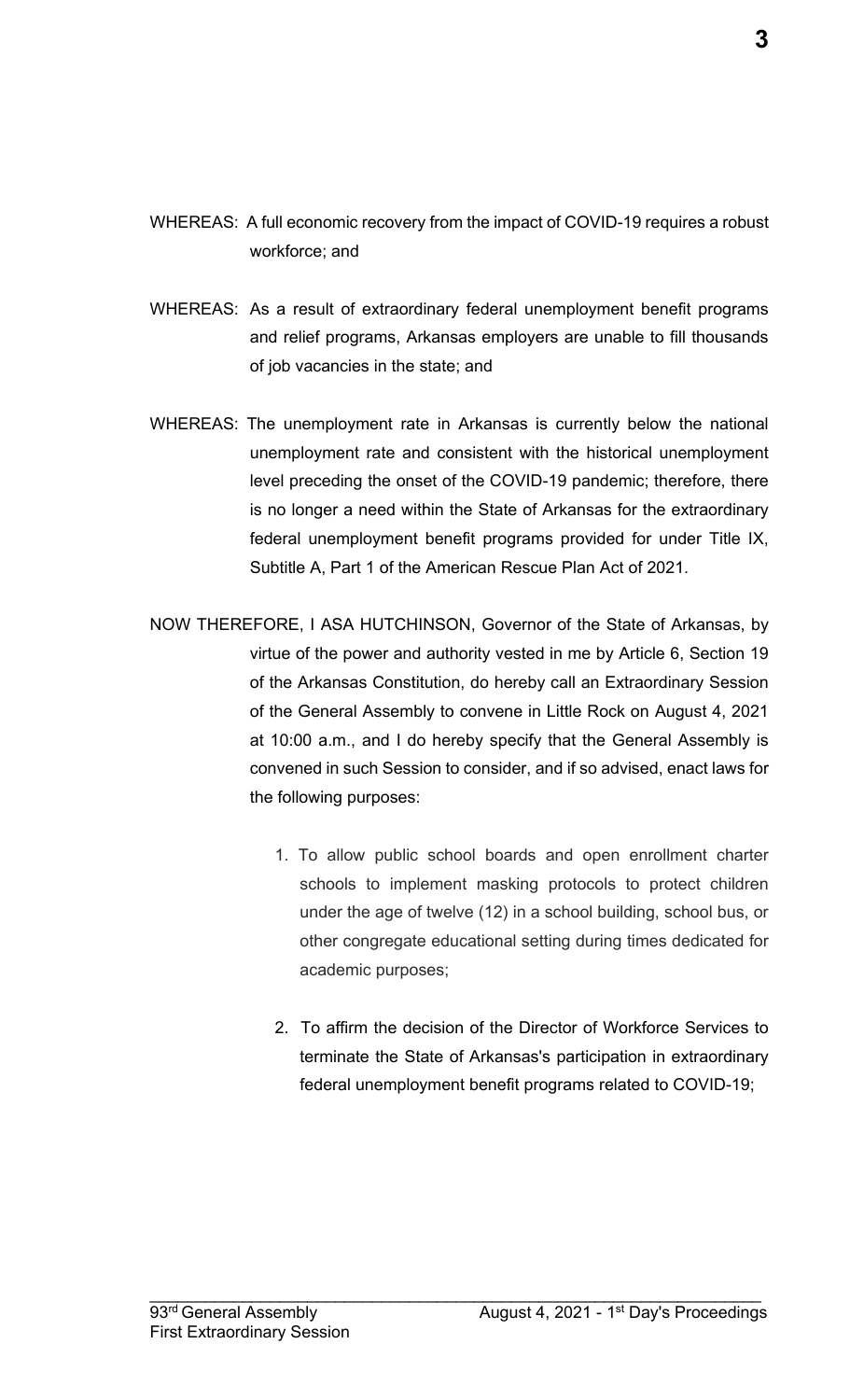WHEREAS: A full economic recovery from the impact of COVID-19 requires a robust workforce; and

WHEREAS: As a result of extraordinary federal unemployment benefit programs and relief programs, Arkansas employers are unable to fill thousands of job vacancies in the state; and

WHEREAS: The unemployment rate in Arkansas is currently below the national unemployment rate and consistent with the historical unemployment level preceding the onset of the COVID-19 pandemic; therefore, there is no longer a need within the State of Arkansas for the extraordinary federal unemployment benefit programs provided for under Title IX, Subtitle A, Part 1 of the American Rescue Plan Act of 2021.

NOW THEREFORE, I ASA HUTCHINSON, Governor of the State of Arkansas, by virtue of the power and authority vested in me by Article 6, Section 19 of the Arkansas Constitution, do hereby call an Extraordinary Session of the General Assembly to convene in Little Rock on August 4, 2021 at 10:00 a.m., and I do hereby specify that the General Assembly is convened in such Session to consider, and if so advised, enact laws for the following purposes:

1. To allow public school boards and open enrollment charter schools to implement masking protocols to protect children under the age of twelve (12) in a school building, school bus, or other congregate educational setting during times dedicated for academic purposes;

2. To affirm the decision of the Director of Workforce Services to terminate the State of Arkansas's participation in extraordinary federal unemployment benefit programs related to COVID-19;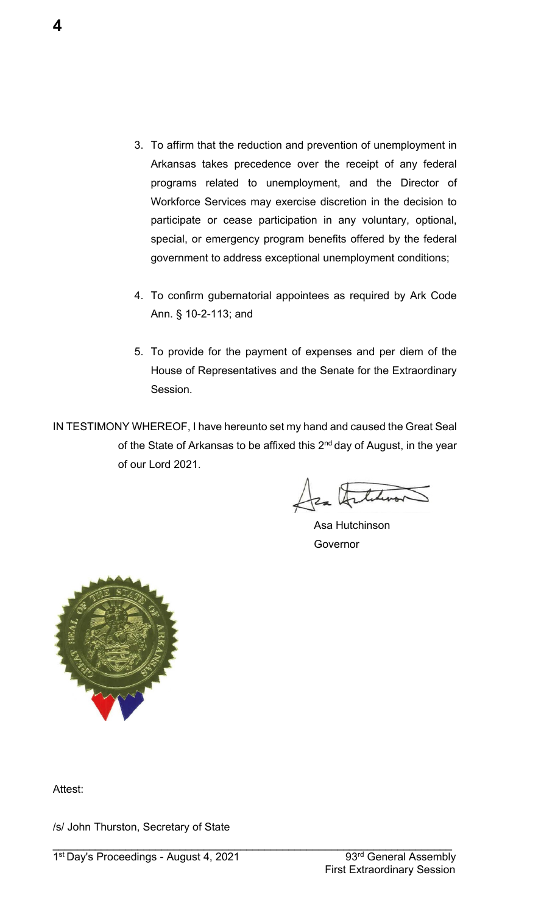3. To affirm that the reduction and prevention of unemployment in Arkansas takes precedence over the receipt of any federal programs related to unemployment, and the Director of Workforce Services may exercise discretion in the decision to participate or cease participation in any voluntary, optional, special, or emergency program benefits offered by the federal government to address exceptional unemployment conditions;

4. To confirm gubernatorial appointees as required by Ark Code Ann. § 10-2-113; and

5. To provide for the payment of expenses and per diem of the House of Representatives and the Senate for the Extraordinary Session.

IN TESTIMONY WHEREOF, I have hereunto set my hand and caused the Great Seal of the State of Arkansas to be affixed this 2nd day of August, in the year of our Lord 2021.

Asa Hutchinson
Governor

Attest:

/s/ John Thurston, Secretary of State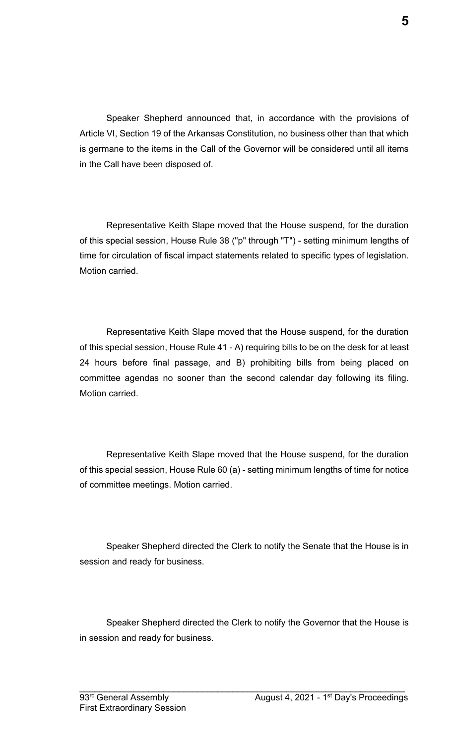Speaker Shepherd announced that, in accordance with the provisions of Article VI, Section 19 of the Arkansas Constitution, no business other than that which is germane to the items in the Call of the Governor will be considered until all items in the Call have been disposed of.

Representative Keith Slape moved that the House suspend, for the duration of this special session, House Rule 38 ("p" through "T") - setting minimum lengths of time for circulation of fiscal impact statements related to specific types of legislation. Motion carried.

Representative Keith Slape moved that the House suspend, for the duration of this special session, House Rule 41 - A) requiring bills to be on the desk for at least 24 hours before final passage, and B) prohibiting bills from being placed on committee agendas no sooner than the second calendar day following its filing. Motion carried.

Representative Keith Slape moved that the House suspend, for the duration of this special session, House Rule 60 (a) - setting minimum lengths of time for notice of committee meetings. Motion carried.

Speaker Shepherd directed the Clerk to notify the Senate that the House is in session and ready for business.

Speaker Shepherd directed the Clerk to notify the Governor that the House is in session and ready for business.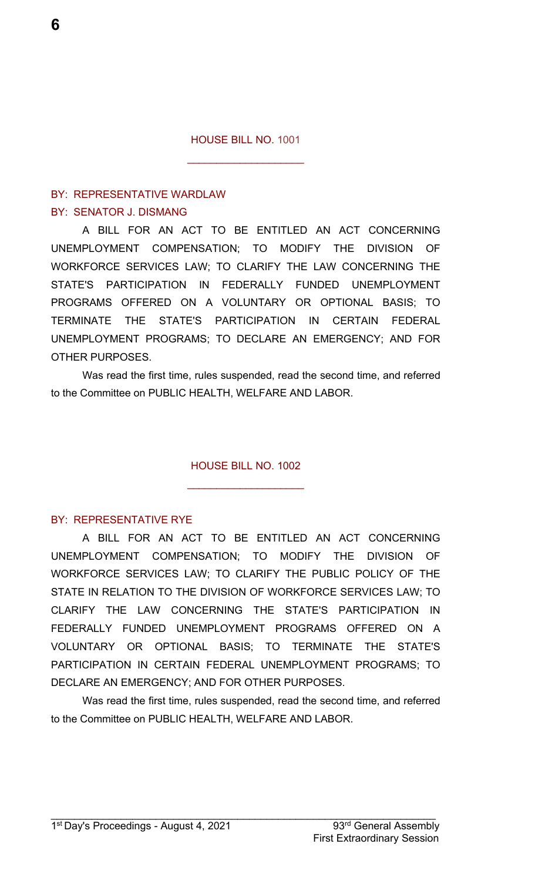## HOUSE BILL NO. 1001

BY: REPRESENTATIVE WARDLAW

BY: SENATOR J. DISMANG

A BILL FOR AN ACT TO BE ENTITLED AN ACT CONCERNING UNEMPLOYMENT COMPENSATION; TO MODIFY THE DIVISION OF WORKFORCE SERVICES LAW; TO CLARIFY THE LAW CONCERNING THE STATE'S PARTICIPATION IN FEDERALLY FUNDED UNEMPLOYMENT PROGRAMS OFFERED ON A VOLUNTARY OR OPTIONAL BASIS; TO TERMINATE THE STATE'S PARTICIPATION IN CERTAIN FEDERAL UNEMPLOYMENT PROGRAMS; TO DECLARE AN EMERGENCY; AND FOR OTHER PURPOSES.

Was read the first time, rules suspended, read the second time, and referred to the Committee on PUBLIC HEALTH, WELFARE AND LABOR.

## HOUSE BILL NO. 1002

BY: REPRESENTATIVE RYE

A BILL FOR AN ACT TO BE ENTITLED AN ACT CONCERNING UNEMPLOYMENT COMPENSATION; TO MODIFY THE DIVISION OF WORKFORCE SERVICES LAW; TO CLARIFY THE PUBLIC POLICY OF THE STATE IN RELATION TO THE DIVISION OF WORKFORCE SERVICES LAW; TO CLARIFY THE LAW CONCERNING THE STATE'S PARTICIPATION IN FEDERALLY FUNDED UNEMPLOYMENT PROGRAMS OFFERED ON A VOLUNTARY OR OPTIONAL BASIS; TO TERMINATE THE STATE'S PARTICIPATION IN CERTAIN FEDERAL UNEMPLOYMENT PROGRAMS; TO DECLARE AN EMERGENCY; AND FOR OTHER PURPOSES.

Was read the first time, rules suspended, read the second time, and referred to the Committee on PUBLIC HEALTH, WELFARE AND LABOR.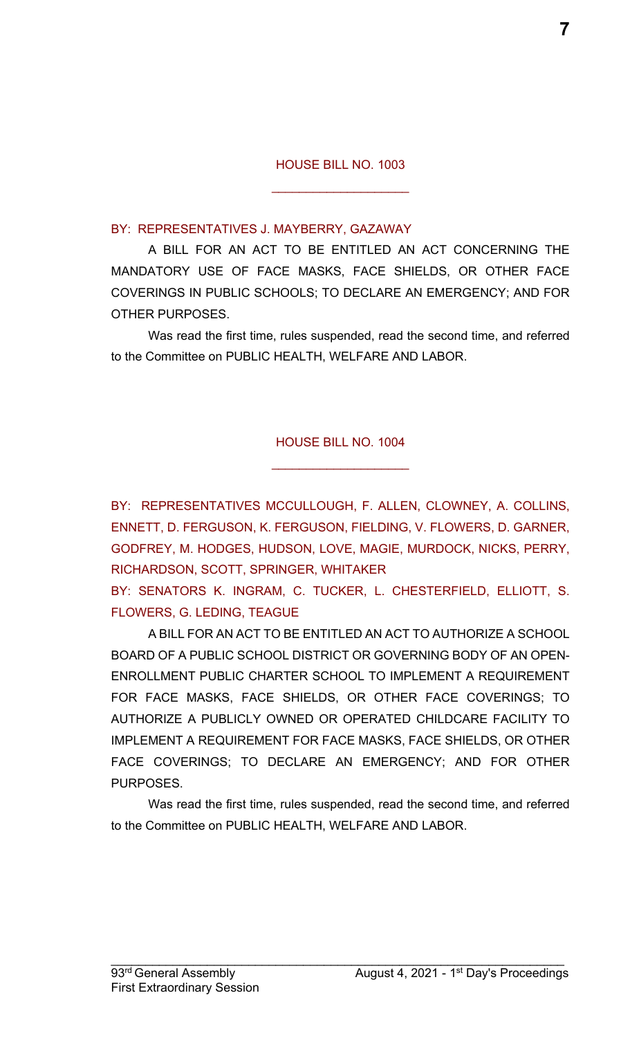## HOUSE BILL NO. 1003

BY: REPRESENTATIVES J. MAYBERRY, GAZAWAY

A BILL FOR AN ACT TO BE ENTITLED AN ACT CONCERNING THE MANDATORY USE OF FACE MASKS, FACE SHIELDS, OR OTHER FACE COVERINGS IN PUBLIC SCHOOLS; TO DECLARE AN EMERGENCY; AND FOR OTHER PURPOSES.

Was read the first time, rules suspended, read the second time, and referred to the Committee on PUBLIC HEALTH, WELFARE AND LABOR.

## HOUSE BILL NO. 1004

BY: REPRESENTATIVES MCCULLOUGH, F. ALLEN, CLOWNEY, A. COLLINS, ENNETT, D. FERGUSON, K. FERGUSON, FIELDING, V. FLOWERS, D. GARNER, GODFREY, M. HODGES, HUDSON, LOVE, MAGIE, MURDOCK, NICKS, PERRY, RICHARDSON, SCOTT, SPRINGER, WHITAKER

BY: SENATORS K. INGRAM, C. TUCKER, L. CHESTERFIELD, ELLIOTT, S. FLOWERS, G. LEDING, TEAGUE

A BILL FOR AN ACT TO BE ENTITLED AN ACT TO AUTHORIZE A SCHOOL BOARD OF A PUBLIC SCHOOL DISTRICT OR GOVERNING BODY OF AN OPEN-ENROLLMENT PUBLIC CHARTER SCHOOL TO IMPLEMENT A REQUIREMENT FOR FACE MASKS, FACE SHIELDS, OR OTHER FACE COVERINGS; TO AUTHORIZE A PUBLICLY OWNED OR OPERATED CHILDCARE FACILITY TO IMPLEMENT A REQUIREMENT FOR FACE MASKS, FACE SHIELDS, OR OTHER FACE COVERINGS; TO DECLARE AN EMERGENCY; AND FOR OTHER PURPOSES.

Was read the first time, rules suspended, read the second time, and referred to the Committee on PUBLIC HEALTH, WELFARE AND LABOR.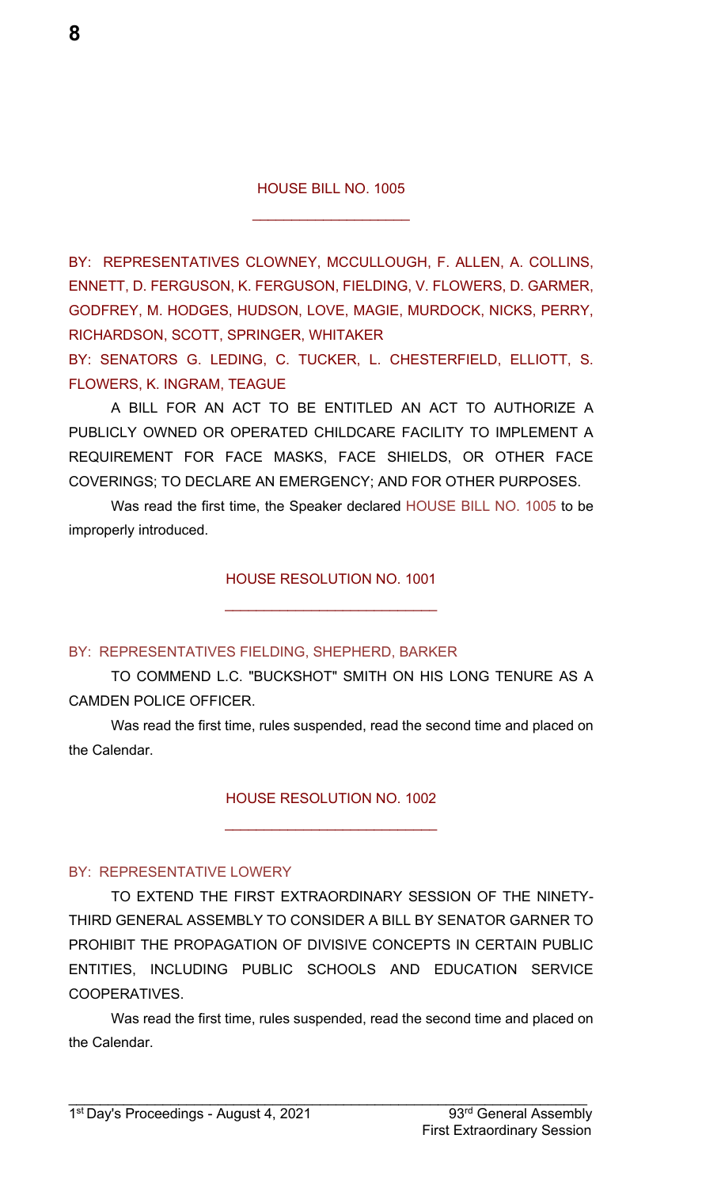## HOUSE BILL NO. 1005

BY: REPRESENTATIVES CLOWNEY, MCCULLOUGH, F. ALLEN, A. COLLINS, ENNETT, D. FERGUSON, K. FERGUSON, FIELDING, V. FLOWERS, D. GARMER, GODFREY, M. HODGES, HUDSON, LOVE, MAGIE, MURDOCK, NICKS, PERRY, RICHARDSON, SCOTT, SPRINGER, WHITAKER

BY: SENATORS G. LEDING, C. TUCKER, L. CHESTERFIELD, ELLIOTT, S. FLOWERS, K. INGRAM, TEAGUE

A BILL FOR AN ACT TO BE ENTITLED AN ACT TO AUTHORIZE A PUBLICLY OWNED OR OPERATED CHILDCARE FACILITY TO IMPLEMENT A REQUIREMENT FOR FACE MASKS, FACE SHIELDS, OR OTHER FACE COVERINGS; TO DECLARE AN EMERGENCY; AND FOR OTHER PURPOSES.

Was read the first time, the Speaker declared HOUSE BILL NO. 1005 to be improperly introduced.

## HOUSE RESOLUTION NO. 1001

BY: REPRESENTATIVES FIELDING, SHEPHERD, BARKER

TO COMMEND L.C. "BUCKSHOT" SMITH ON HIS LONG TENURE AS A CAMDEN POLICE OFFICER.

Was read the first time, rules suspended, read the second time and placed on the Calendar.

## HOUSE RESOLUTION NO. 1002

BY: REPRESENTATIVE LOWERY

TO EXTEND THE FIRST EXTRAORDINARY SESSION OF THE NINETY-THIRD GENERAL ASSEMBLY TO CONSIDER A BILL BY SENATOR GARNER TO PROHIBIT THE PROPAGATION OF DIVISIVE CONCEPTS IN CERTAIN PUBLIC ENTITIES, INCLUDING PUBLIC SCHOOLS AND EDUCATION SERVICE COOPERATIVES.

Was read the first time, rules suspended, read the second time and placed on the Calendar.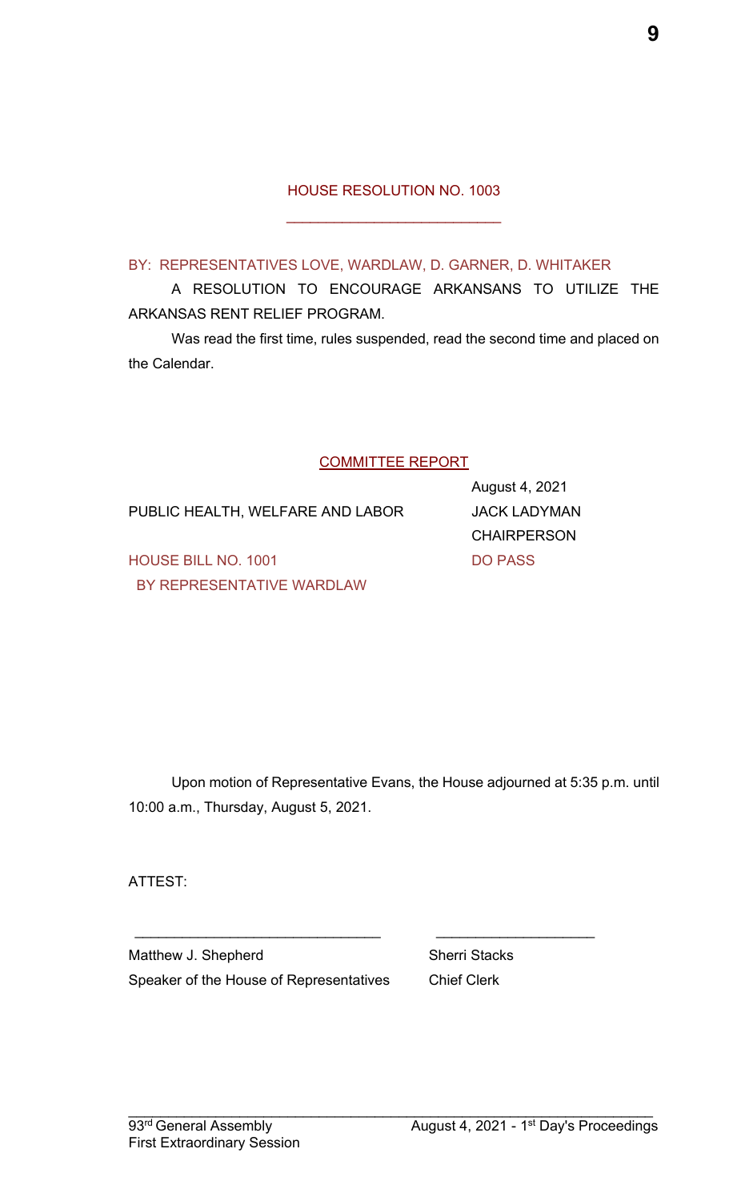## HOUSE RESOLUTION NO. 1003

BY: REPRESENTATIVES LOVE, WARDLAW, D. GARNER, D. WHITAKER

A RESOLUTION TO ENCOURAGE ARKANSANS TO UTILIZE THE ARKANSAS RENT RELIEF PROGRAM.

Was read the first time, rules suspended, read the second time and placed on the Calendar.

## COMMITTEE REPORT

August 4, 2021

PUBLIC HEALTH, WELFARE AND LABOR — JACK LADYMAN, CHAIRPERSON

HOUSE BILL NO. 1001 BY REPRESENTATIVE WARDLAW — DO PASS

Upon motion of Representative Evans, the House adjourned at 5:35 p.m. until 10:00 a.m., Thursday, August 5, 2021.

ATTEST:

Matthew J. Shepherd
Speaker of the House of Representatives

Sherri Stacks
Chief Clerk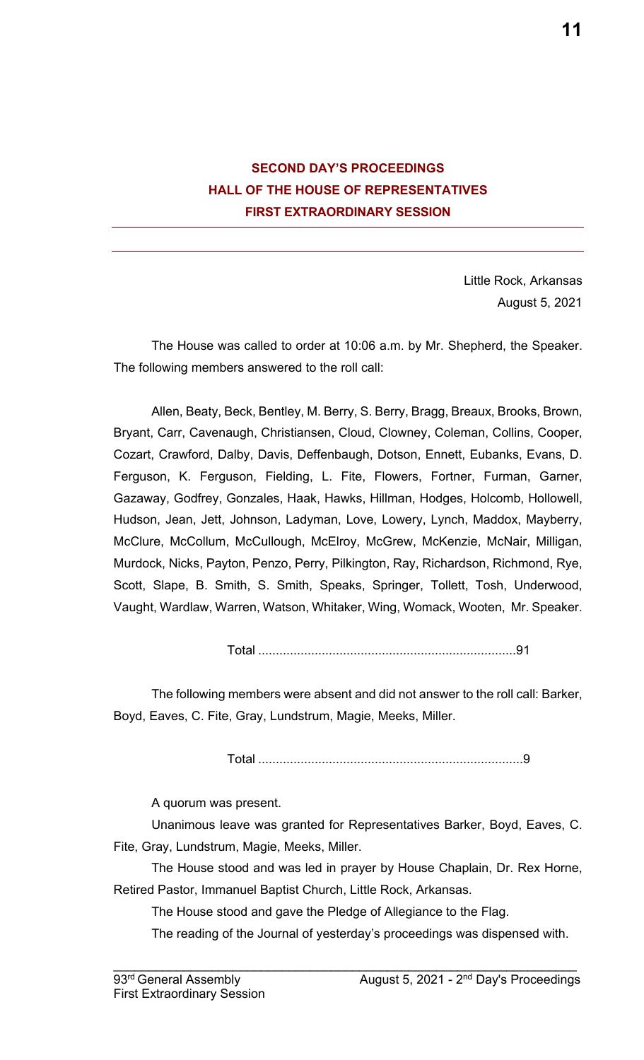## SECOND DAY'S PROCEEDINGS
## HALL OF THE HOUSE OF REPRESENTATIVES
## FIRST EXTRAORDINARY SESSION

---

Little Rock, Arkansas
August 5, 2021

The House was called to order at 10:06 a.m. by Mr. Shepherd, the Speaker. The following members answered to the roll call:

Allen, Beaty, Beck, Bentley, M. Berry, S. Berry, Bragg, Breaux, Brooks, Brown, Bryant, Carr, Cavenaugh, Christiansen, Cloud, Clowney, Coleman, Collins, Cooper, Cozart, Crawford, Dalby, Davis, Deffenbaugh, Dotson, Ennett, Eubanks, Evans, D. Ferguson, K. Ferguson, Fielding, L. Fite, Flowers, Fortner, Furman, Garner, Gazaway, Godfrey, Gonzales, Haak, Hawks, Hillman, Hodges, Holcomb, Hollowell, Hudson, Jean, Jett, Johnson, Ladyman, Love, Lowery, Lynch, Maddox, Mayberry, McClure, McCollum, McCullough, McElroy, McGrew, McKenzie, McNair, Milligan, Murdock, Nicks, Payton, Penzo, Perry, Pilkington, Ray, Richardson, Richmond, Rye, Scott, Slape, B. Smith, S. Smith, Speaks, Springer, Tollett, Tosh, Underwood, Vaught, Wardlaw, Warren, Watson, Whitaker, Wing, Womack, Wooten, Mr. Speaker.

Total .........................................................................91

The following members were absent and did not answer to the roll call: Barker, Boyd, Eaves, C. Fite, Gray, Lundstrum, Magie, Meeks, Miller.

Total ...........................................................................9

A quorum was present.

Unanimous leave was granted for Representatives Barker, Boyd, Eaves, C. Fite, Gray, Lundstrum, Magie, Meeks, Miller.

The House stood and was led in prayer by House Chaplain, Dr. Rex Horne, Retired Pastor, Immanuel Baptist Church, Little Rock, Arkansas.

The House stood and gave the Pledge of Allegiance to the Flag.

The reading of the Journal of yesterday's proceedings was dispensed with.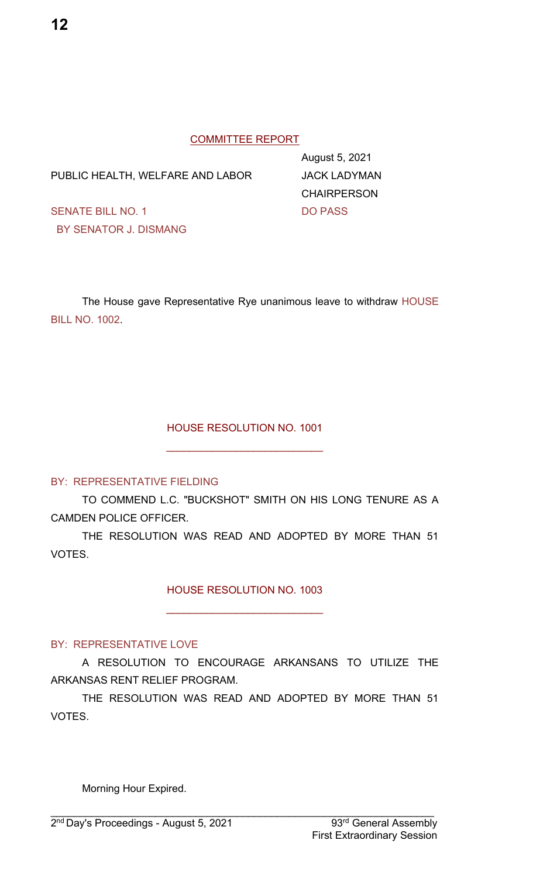COMMITTEE REPORT

August 5, 2021

PUBLIC HEALTH, WELFARE AND LABOR — JACK LADYMAN, CHAIRPERSON

SENATE BILL NO. 1
BY SENATOR J. DISMANG — DO PASS

The House gave Representative Rye unanimous leave to withdraw HOUSE BILL NO. 1002.

HOUSE RESOLUTION NO. 1001

BY: REPRESENTATIVE FIELDING

TO COMMEND L.C. "BUCKSHOT" SMITH ON HIS LONG TENURE AS A CAMDEN POLICE OFFICER.

THE RESOLUTION WAS READ AND ADOPTED BY MORE THAN 51 VOTES.

HOUSE RESOLUTION NO. 1003

BY: REPRESENTATIVE LOVE

A RESOLUTION TO ENCOURAGE ARKANSANS TO UTILIZE THE ARKANSAS RENT RELIEF PROGRAM.

THE RESOLUTION WAS READ AND ADOPTED BY MORE THAN 51 VOTES.

Morning Hour Expired.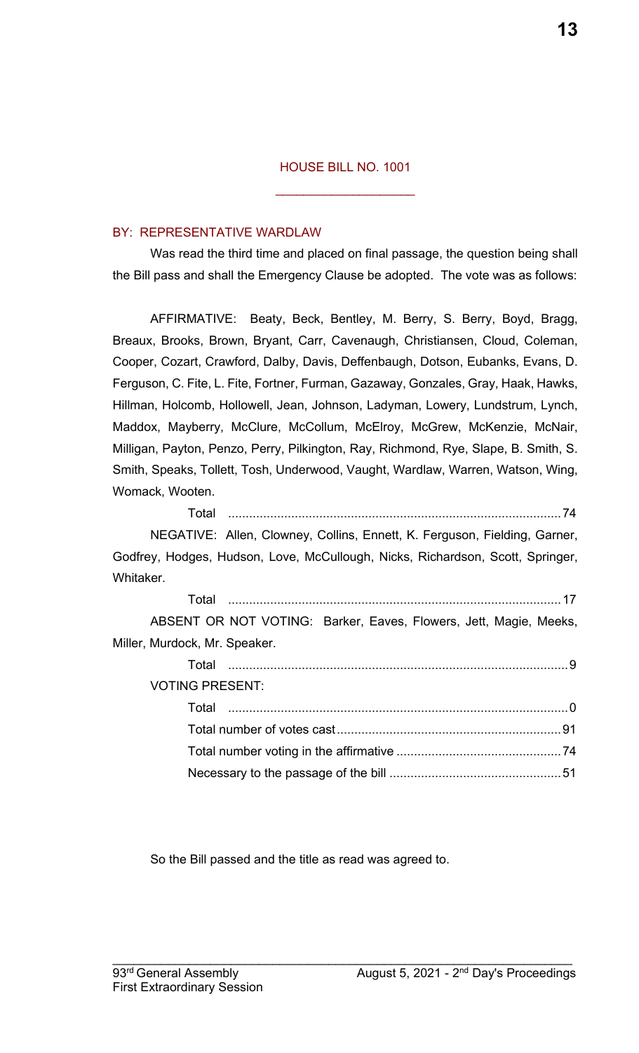## HOUSE BILL NO. 1001

BY: REPRESENTATIVE WARDLAW

Was read the third time and placed on final passage, the question being shall the Bill pass and shall the Emergency Clause be adopted. The vote was as follows:

AFFIRMATIVE: Beaty, Beck, Bentley, M. Berry, S. Berry, Boyd, Bragg, Breaux, Brooks, Brown, Bryant, Carr, Cavenaugh, Christiansen, Cloud, Coleman, Cooper, Cozart, Crawford, Dalby, Davis, Deffenbaugh, Dotson, Eubanks, Evans, D. Ferguson, C. Fite, L. Fite, Fortner, Furman, Gazaway, Gonzales, Gray, Haak, Hawks, Hillman, Holcomb, Hollowell, Jean, Johnson, Ladyman, Lowery, Lundstrum, Lynch, Maddox, Mayberry, McClure, McCollum, McElroy, McGrew, McKenzie, McNair, Milligan, Payton, Penzo, Perry, Pilkington, Ray, Richmond, Rye, Slape, B. Smith, S. Smith, Speaks, Tollett, Tosh, Underwood, Vaught, Wardlaw, Warren, Watson, Wing, Womack, Wooten.

Total .......... 74

NEGATIVE: Allen, Clowney, Collins, Ennett, K. Ferguson, Fielding, Garner, Godfrey, Hodges, Hudson, Love, McCullough, Nicks, Richardson, Scott, Springer, Whitaker.

Total .......... 17

ABSENT OR NOT VOTING: Barker, Eaves, Flowers, Jett, Magie, Meeks, Miller, Murdock, Mr. Speaker.

Total .......... 9

VOTING PRESENT:

Total .......... 0

Total number of votes cast .......... 91

Total number voting in the affirmative .......... 74

Necessary to the passage of the bill .......... 51

So the Bill passed and the title as read was agreed to.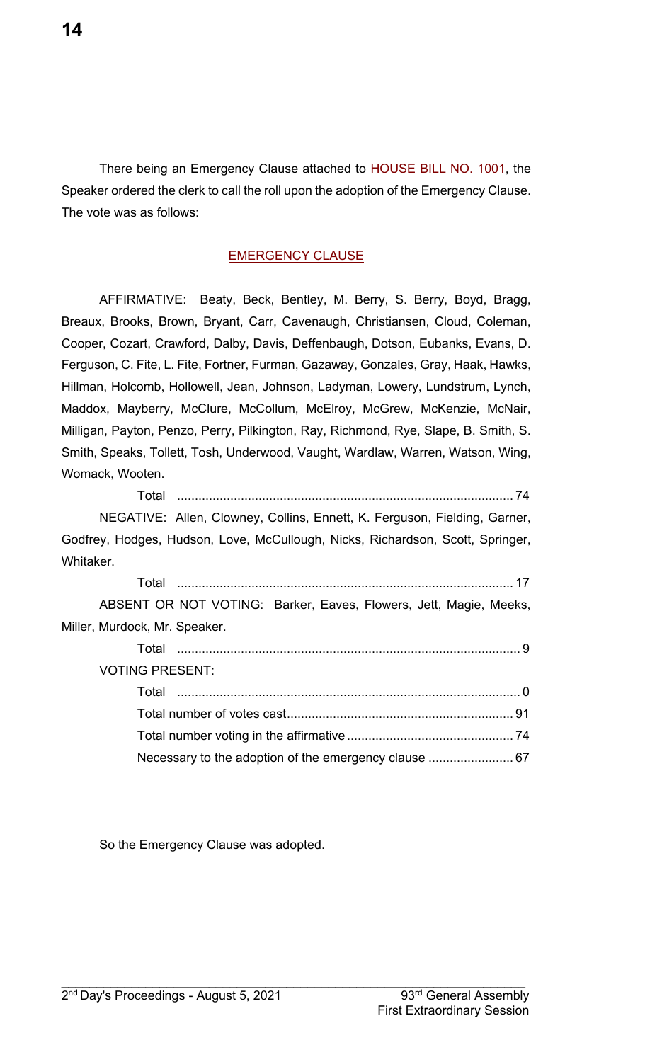There being an Emergency Clause attached to HOUSE BILL NO. 1001, the Speaker ordered the clerk to call the roll upon the adoption of the Emergency Clause. The vote was as follows:

EMERGENCY CLAUSE

AFFIRMATIVE: Beaty, Beck, Bentley, M. Berry, S. Berry, Boyd, Bragg, Breaux, Brooks, Brown, Bryant, Carr, Cavenaugh, Christiansen, Cloud, Coleman, Cooper, Cozart, Crawford, Dalby, Davis, Deffenbaugh, Dotson, Eubanks, Evans, D. Ferguson, C. Fite, L. Fite, Fortner, Furman, Gazaway, Gonzales, Gray, Haak, Hawks, Hillman, Holcomb, Hollowell, Jean, Johnson, Ladyman, Lowery, Lundstrum, Lynch, Maddox, Mayberry, McClure, McCollum, McElroy, McGrew, McKenzie, McNair, Milligan, Payton, Penzo, Perry, Pilkington, Ray, Richmond, Rye, Slape, B. Smith, S. Smith, Speaks, Tollett, Tosh, Underwood, Vaught, Wardlaw, Warren, Watson, Wing, Womack, Wooten.

Total .......... 74

NEGATIVE: Allen, Clowney, Collins, Ennett, K. Ferguson, Fielding, Garner, Godfrey, Hodges, Hudson, Love, McCullough, Nicks, Richardson, Scott, Springer, Whitaker.

Total .......... 17

ABSENT OR NOT VOTING: Barker, Eaves, Flowers, Jett, Magie, Meeks, Miller, Murdock, Mr. Speaker.

Total .......... 9

VOTING PRESENT:

Total .......... 0

Total number of votes cast .......... 91

Total number voting in the affirmative .......... 74

Necessary to the adoption of the emergency clause .......... 67

So the Emergency Clause was adopted.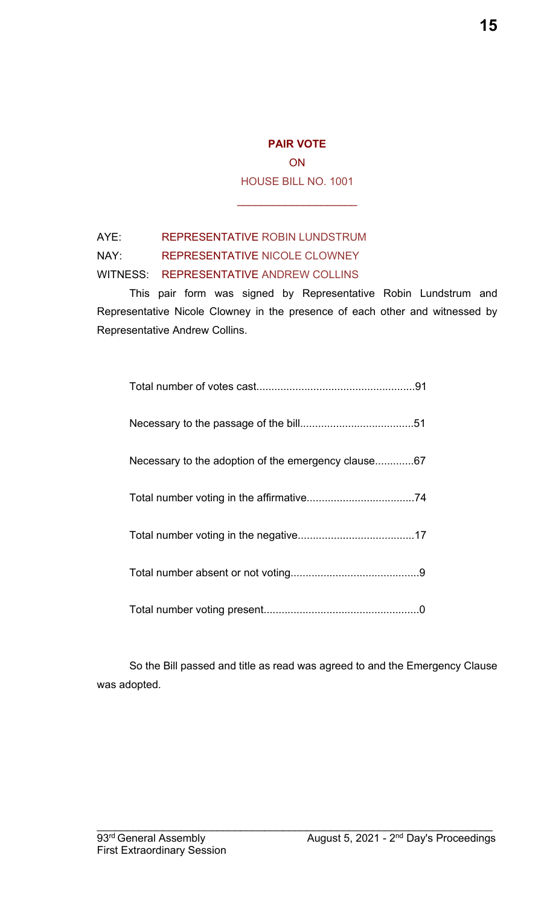**PAIR VOTE**

ON

HOUSE BILL NO. 1001

\_\_\_\_\_\_\_\_\_\_\_\_\_\_\_\_\_\_\_\_

AYE: REPRESENTATIVE ROBIN LUNDSTRUM

NAY: REPRESENTATIVE NICOLE CLOWNEY

WITNESS: REPRESENTATIVE ANDREW COLLINS

This pair form was signed by Representative Robin Lundstrum and Representative Nicole Clowney in the presence of each other and witnessed by Representative Andrew Collins.

Total number of votes cast....................................................91

Necessary to the passage of the bill.....................................51

Necessary to the adoption of the emergency clause.............67

Total number voting in the affirmative...................................74

Total number voting in the negative......................................17

Total number absent or not voting..........................................9

Total number voting present...................................................0

So the Bill passed and title as read was agreed to and the Emergency Clause was adopted.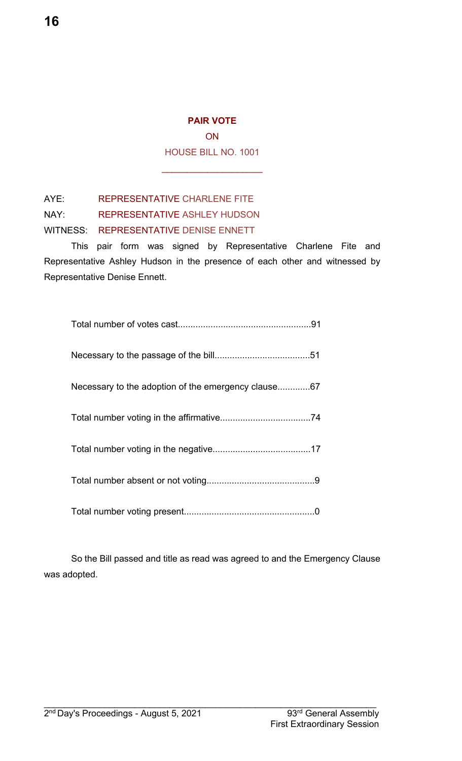**PAIR VOTE**

ON

HOUSE BILL NO. 1001

AYE: REPRESENTATIVE CHARLENE FITE

NAY: REPRESENTATIVE ASHLEY HUDSON

WITNESS: REPRESENTATIVE DENISE ENNETT

This pair form was signed by Representative Charlene Fite and Representative Ashley Hudson in the presence of each other and witnessed by Representative Denise Ennett.

Total number of votes cast....................................................91

Necessary to the passage of the bill.....................................51

Necessary to the adoption of the emergency clause.............67

Total number voting in the affirmative...................................74

Total number voting in the negative......................................17

Total number absent or not voting..........................................9

Total number voting present...................................................0

So the Bill passed and title as read was agreed to and the Emergency Clause was adopted.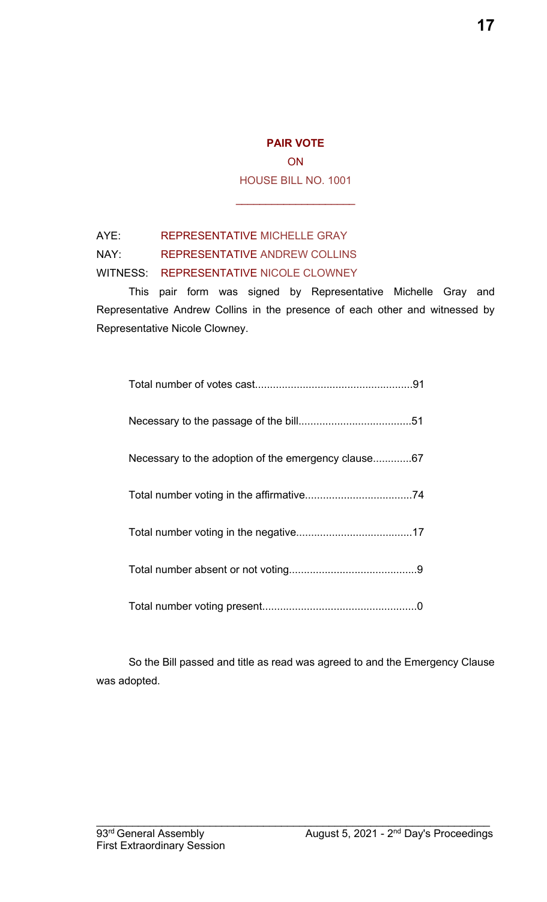**PAIR VOTE**

ON

HOUSE BILL NO. 1001

AYE: REPRESENTATIVE MICHELLE GRAY

NAY: REPRESENTATIVE ANDREW COLLINS

WITNESS: REPRESENTATIVE NICOLE CLOWNEY

This pair form was signed by Representative Michelle Gray and Representative Andrew Collins in the presence of each other and witnessed by Representative Nicole Clowney.

Total number of votes cast....................................................91

Necessary to the passage of the bill.....................................51

Necessary to the adoption of the emergency clause.............67

Total number voting in the affirmative...................................74

Total number voting in the negative......................................17

Total number absent or not voting..........................................9

Total number voting present...................................................0

So the Bill passed and title as read was agreed to and the Emergency Clause was adopted.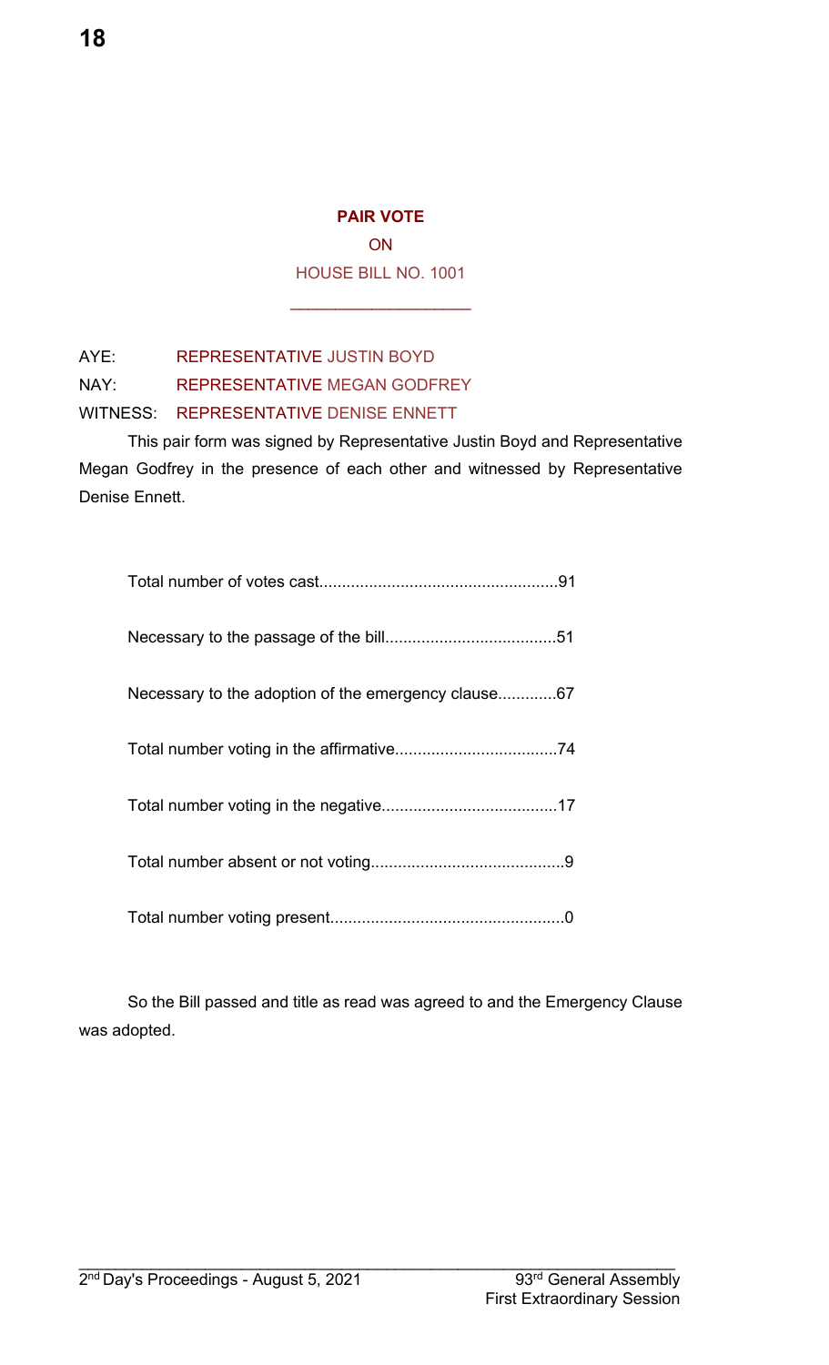**PAIR VOTE**

ON

HOUSE BILL NO. 1001

\_\_\_\_\_\_\_\_\_\_\_\_\_\_\_\_\_\_\_\_

AYE: REPRESENTATIVE JUSTIN BOYD

NAY: REPRESENTATIVE MEGAN GODFREY

WITNESS: REPRESENTATIVE DENISE ENNETT

This pair form was signed by Representative Justin Boyd and Representative Megan Godfrey in the presence of each other and witnessed by Representative Denise Ennett.

Total number of votes cast.....................................................91

Necessary to the passage of the bill......................................51

Necessary to the adoption of the emergency clause.............67

Total number voting in the affirmative....................................74

Total number voting in the negative.......................................17

Total number absent or not voting...........................................9

Total number voting present....................................................0

So the Bill passed and title as read was agreed to and the Emergency Clause was adopted.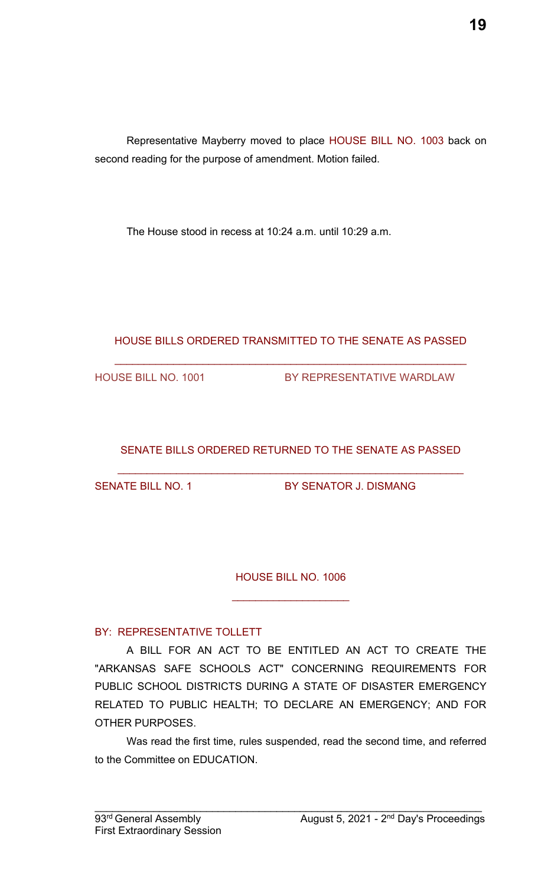Representative Mayberry moved to place HOUSE BILL NO. 1003 back on second reading for the purpose of amendment. Motion failed.

The House stood in recess at 10:24 a.m. until 10:29 a.m.

## HOUSE BILLS ORDERED TRANSMITTED TO THE SENATE AS PASSED

HOUSE BILL NO. 1001 BY REPRESENTATIVE WARDLAW

## SENATE BILLS ORDERED RETURNED TO THE SENATE AS PASSED

SENATE BILL NO. 1 BY SENATOR J. DISMANG

## HOUSE BILL NO. 1006

BY: REPRESENTATIVE TOLLETT

A BILL FOR AN ACT TO BE ENTITLED AN ACT TO CREATE THE "ARKANSAS SAFE SCHOOLS ACT" CONCERNING REQUIREMENTS FOR PUBLIC SCHOOL DISTRICTS DURING A STATE OF DISASTER EMERGENCY RELATED TO PUBLIC HEALTH; TO DECLARE AN EMERGENCY; AND FOR OTHER PURPOSES.

Was read the first time, rules suspended, read the second time, and referred to the Committee on EDUCATION.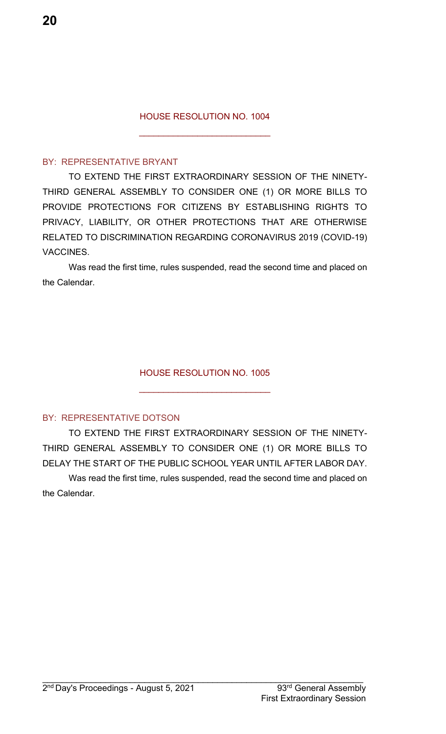## HOUSE RESOLUTION NO. 1004

BY: REPRESENTATIVE BRYANT

TO EXTEND THE FIRST EXTRAORDINARY SESSION OF THE NINETY-THIRD GENERAL ASSEMBLY TO CONSIDER ONE (1) OR MORE BILLS TO PROVIDE PROTECTIONS FOR CITIZENS BY ESTABLISHING RIGHTS TO PRIVACY, LIABILITY, OR OTHER PROTECTIONS THAT ARE OTHERWISE RELATED TO DISCRIMINATION REGARDING CORONAVIRUS 2019 (COVID-19) VACCINES.

Was read the first time, rules suspended, read the second time and placed on the Calendar.

## HOUSE RESOLUTION NO. 1005

BY: REPRESENTATIVE DOTSON

TO EXTEND THE FIRST EXTRAORDINARY SESSION OF THE NINETY-THIRD GENERAL ASSEMBLY TO CONSIDER ONE (1) OR MORE BILLS TO DELAY THE START OF THE PUBLIC SCHOOL YEAR UNTIL AFTER LABOR DAY.

Was read the first time, rules suspended, read the second time and placed on the Calendar.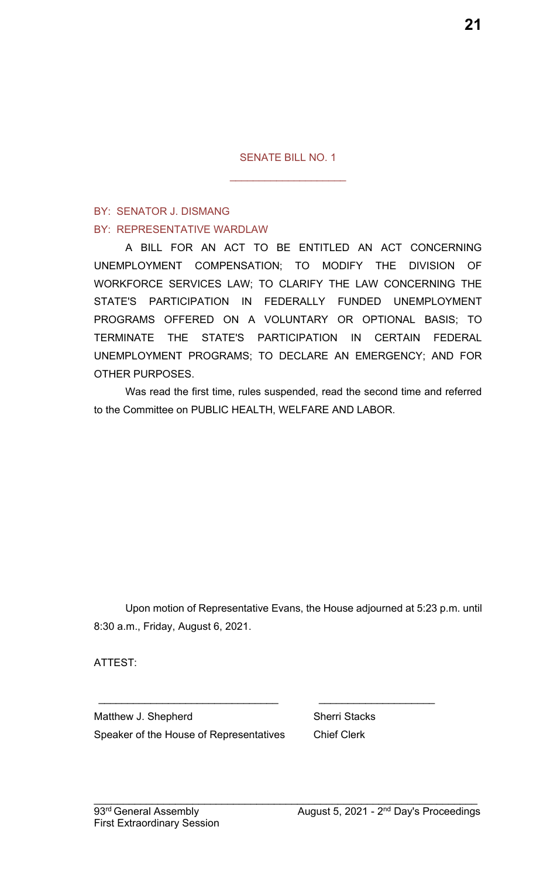SENATE BILL NO. 1

\_\_\_\_\_\_\_\_\_\_\_\_\_\_\_\_\_\_\_\_

BY: SENATOR J. DISMANG

BY: REPRESENTATIVE WARDLAW

A BILL FOR AN ACT TO BE ENTITLED AN ACT CONCERNING UNEMPLOYMENT COMPENSATION; TO MODIFY THE DIVISION OF WORKFORCE SERVICES LAW; TO CLARIFY THE LAW CONCERNING THE STATE'S PARTICIPATION IN FEDERALLY FUNDED UNEMPLOYMENT PROGRAMS OFFERED ON A VOLUNTARY OR OPTIONAL BASIS; TO TERMINATE THE STATE'S PARTICIPATION IN CERTAIN FEDERAL UNEMPLOYMENT PROGRAMS; TO DECLARE AN EMERGENCY; AND FOR OTHER PURPOSES.

Was read the first time, rules suspended, read the second time and referred to the Committee on PUBLIC HEALTH, WELFARE AND LABOR.

Upon motion of Representative Evans, the House adjourned at 5:23 p.m. until 8:30 a.m., Friday, August 6, 2021.

ATTEST:

| \_\_\_\_\_\_\_\_\_\_\_\_\_\_\_\_\_\_\_\_\_\_\_\_\_\_\_\_\_\_ | \_\_\_\_\_\_\_\_\_\_\_\_\_\_\_\_\_\_\_\_ |
|---|---|
| Matthew J. Shepherd | Sherri Stacks |
| Speaker of the House of Representatives | Chief Clerk |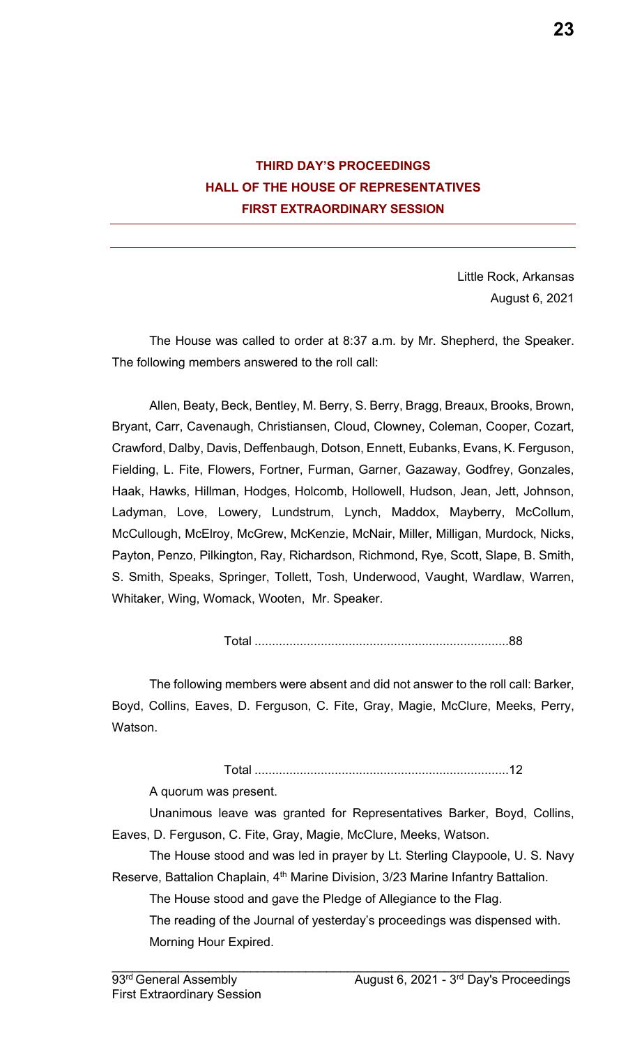**THIRD DAY'S PROCEEDINGS**
**HALL OF THE HOUSE OF REPRESENTATIVES**
**FIRST EXTRAORDINARY SESSION**

---

Little Rock, Arkansas
August 6, 2021

The House was called to order at 8:37 a.m. by Mr. Shepherd, the Speaker. The following members answered to the roll call:

Allen, Beaty, Beck, Bentley, M. Berry, S. Berry, Bragg, Breaux, Brooks, Brown, Bryant, Carr, Cavenaugh, Christiansen, Cloud, Clowney, Coleman, Cooper, Cozart, Crawford, Dalby, Davis, Deffenbaugh, Dotson, Ennett, Eubanks, Evans, K. Ferguson, Fielding, L. Fite, Flowers, Fortner, Furman, Garner, Gazaway, Godfrey, Gonzales, Haak, Hawks, Hillman, Hodges, Holcomb, Hollowell, Hudson, Jean, Jett, Johnson, Ladyman, Love, Lowery, Lundstrum, Lynch, Maddox, Mayberry, McCollum, McCullough, McElroy, McGrew, McKenzie, McNair, Miller, Milligan, Murdock, Nicks, Payton, Penzo, Pilkington, Ray, Richardson, Richmond, Rye, Scott, Slape, B. Smith, S. Smith, Speaks, Springer, Tollett, Tosh, Underwood, Vaught, Wardlaw, Warren, Whitaker, Wing, Womack, Wooten, Mr. Speaker.

Total ........................................................................88

The following members were absent and did not answer to the roll call: Barker, Boyd, Collins, Eaves, D. Ferguson, C. Fite, Gray, Magie, McClure, Meeks, Perry, Watson.

Total ........................................................................12

A quorum was present.

Unanimous leave was granted for Representatives Barker, Boyd, Collins, Eaves, D. Ferguson, C. Fite, Gray, Magie, McClure, Meeks, Watson.

The House stood and was led in prayer by Lt. Sterling Claypoole, U. S. Navy Reserve, Battalion Chaplain, 4th Marine Division, 3/23 Marine Infantry Battalion.

The House stood and gave the Pledge of Allegiance to the Flag.

The reading of the Journal of yesterday's proceedings was dispensed with.

Morning Hour Expired.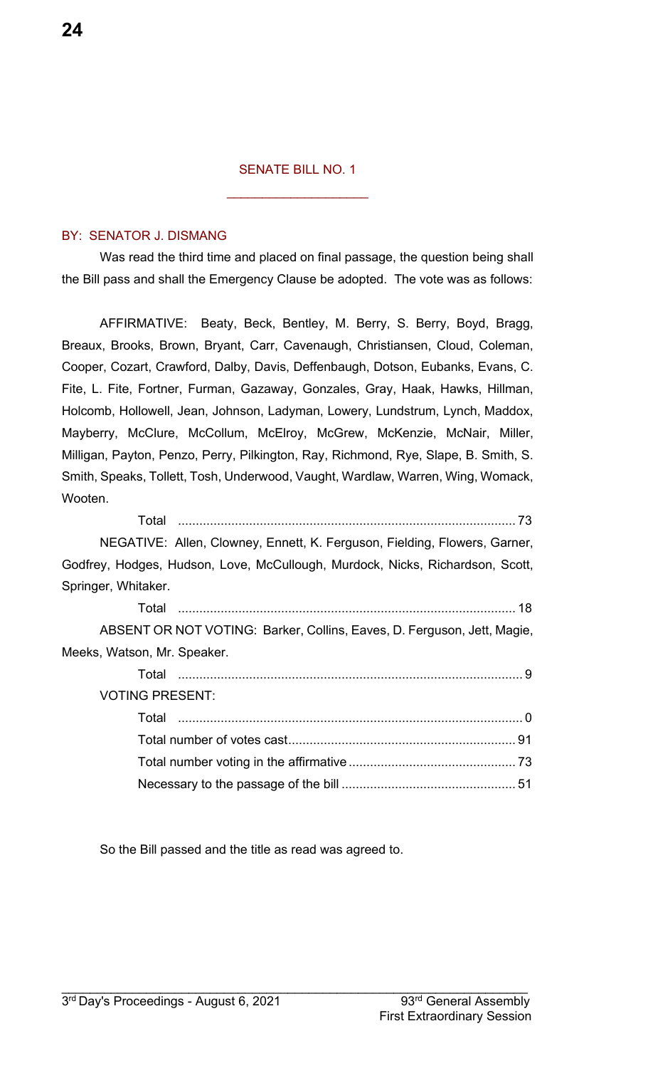## SENATE BILL NO. 1

BY: SENATOR J. DISMANG

Was read the third time and placed on final passage, the question being shall the Bill pass and shall the Emergency Clause be adopted. The vote was as follows:

AFFIRMATIVE: Beaty, Beck, Bentley, M. Berry, S. Berry, Boyd, Bragg, Breaux, Brooks, Brown, Bryant, Carr, Cavenaugh, Christiansen, Cloud, Coleman, Cooper, Cozart, Crawford, Dalby, Davis, Deffenbaugh, Dotson, Eubanks, Evans, C. Fite, L. Fite, Fortner, Furman, Gazaway, Gonzales, Gray, Haak, Hawks, Hillman, Holcomb, Hollowell, Jean, Johnson, Ladyman, Lowery, Lundstrum, Lynch, Maddox, Mayberry, McClure, McCollum, McElroy, McGrew, McKenzie, McNair, Miller, Milligan, Payton, Penzo, Perry, Pilkington, Ray, Richmond, Rye, Slape, B. Smith, S. Smith, Speaks, Tollett, Tosh, Underwood, Vaught, Wardlaw, Warren, Wing, Womack, Wooten.

Total ............................................................................................. 73

NEGATIVE: Allen, Clowney, Ennett, K. Ferguson, Fielding, Flowers, Garner, Godfrey, Hodges, Hudson, Love, McCullough, Murdock, Nicks, Richardson, Scott, Springer, Whitaker.

Total ............................................................................................. 18

ABSENT OR NOT VOTING: Barker, Collins, Eaves, D. Ferguson, Jett, Magie, Meeks, Watson, Mr. Speaker.

Total ............................................................................................... 9

VOTING PRESENT:

Total ............................................................................................... 0

Total number of votes cast............................................................... 91

Total number voting in the affirmative .............................................. 73

Necessary to the passage of the bill ................................................ 51

So the Bill passed and the title as read was agreed to.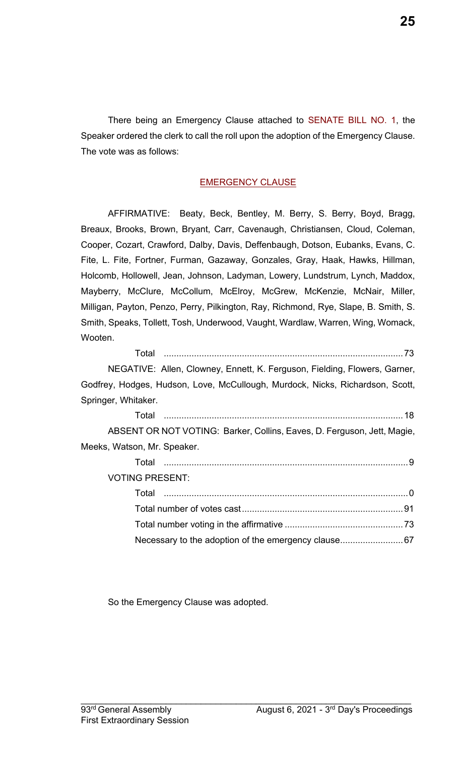There being an Emergency Clause attached to SENATE BILL NO. 1, the Speaker ordered the clerk to call the roll upon the adoption of the Emergency Clause. The vote was as follows:

EMERGENCY CLAUSE

AFFIRMATIVE: Beaty, Beck, Bentley, M. Berry, S. Berry, Boyd, Bragg, Breaux, Brooks, Brown, Bryant, Carr, Cavenaugh, Christiansen, Cloud, Coleman, Cooper, Cozart, Crawford, Dalby, Davis, Deffenbaugh, Dotson, Eubanks, Evans, C. Fite, L. Fite, Fortner, Furman, Gazaway, Gonzales, Gray, Haak, Hawks, Hillman, Holcomb, Hollowell, Jean, Johnson, Ladyman, Lowery, Lundstrum, Lynch, Maddox, Mayberry, McClure, McCollum, McElroy, McGrew, McKenzie, McNair, Miller, Milligan, Payton, Penzo, Perry, Pilkington, Ray, Richmond, Rye, Slape, B. Smith, S. Smith, Speaks, Tollett, Tosh, Underwood, Vaught, Wardlaw, Warren, Wing, Womack, Wooten.

Total ............................................................................................ 73

NEGATIVE: Allen, Clowney, Ennett, K. Ferguson, Fielding, Flowers, Garner, Godfrey, Hodges, Hudson, Love, McCullough, Murdock, Nicks, Richardson, Scott, Springer, Whitaker.

Total ............................................................................................ 18

ABSENT OR NOT VOTING: Barker, Collins, Eaves, D. Ferguson, Jett, Magie, Meeks, Watson, Mr. Speaker.

Total ............................................................................................ 9

VOTING PRESENT:

Total ............................................................................................ 0

Total number of votes cast ............................................................... 91

Total number voting in the affirmative .............................................. 73

Necessary to the adoption of the emergency clause ......................... 67

So the Emergency Clause was adopted.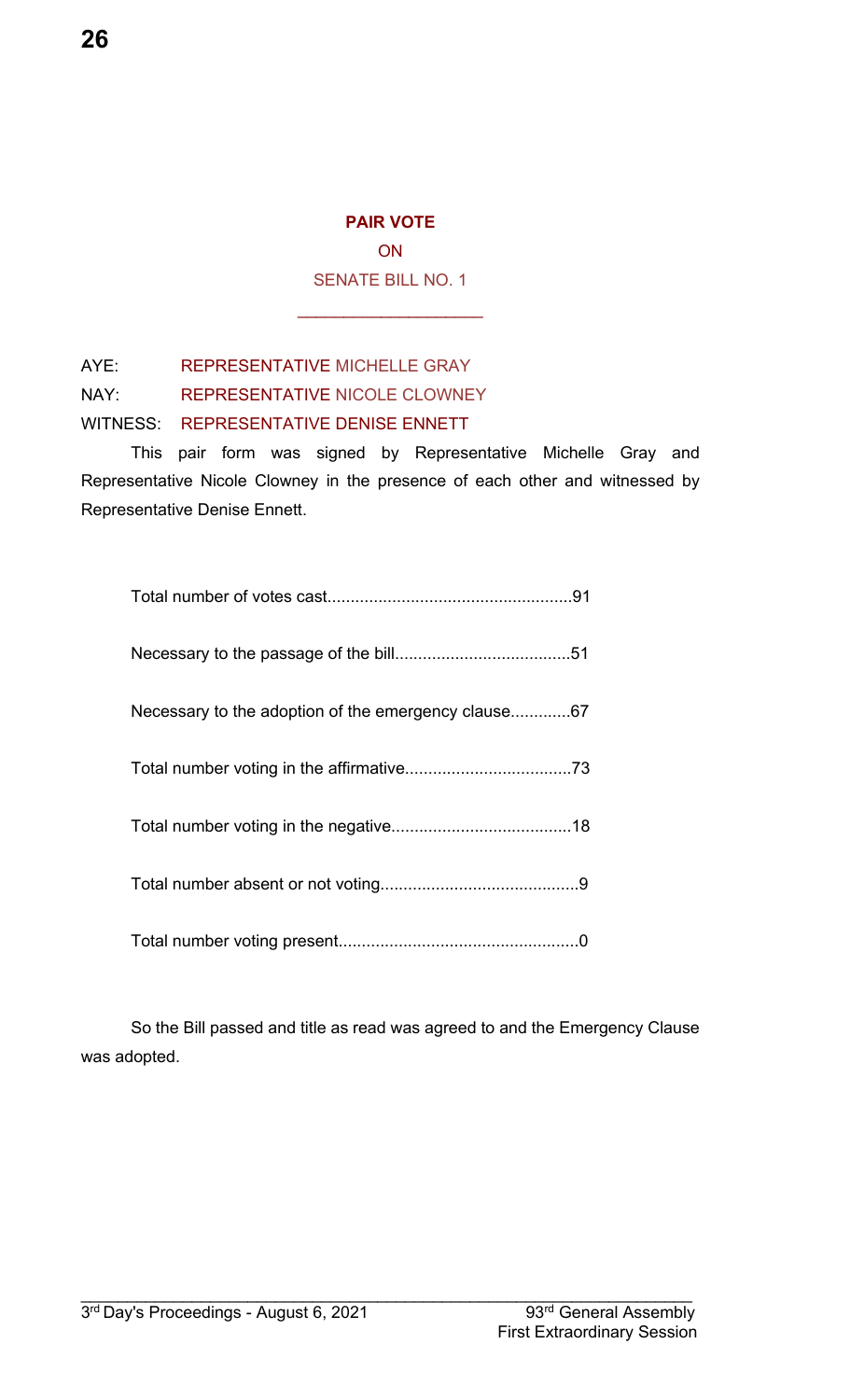**PAIR VOTE**

ON

SENATE BILL NO. 1

___________________

AYE: REPRESENTATIVE MICHELLE GRAY

NAY: REPRESENTATIVE NICOLE CLOWNEY

WITNESS: REPRESENTATIVE DENISE ENNETT

This pair form was signed by Representative Michelle Gray and Representative Nicole Clowney in the presence of each other and witnessed by Representative Denise Ennett.

Total number of votes cast....................................................91

Necessary to the passage of the bill.....................................51

Necessary to the adoption of the emergency clause............67

Total number voting in the affirmative...................................73

Total number voting in the negative......................................18

Total number absent or not voting..........................................9

Total number voting present...................................................0

So the Bill passed and title as read was agreed to and the Emergency Clause was adopted.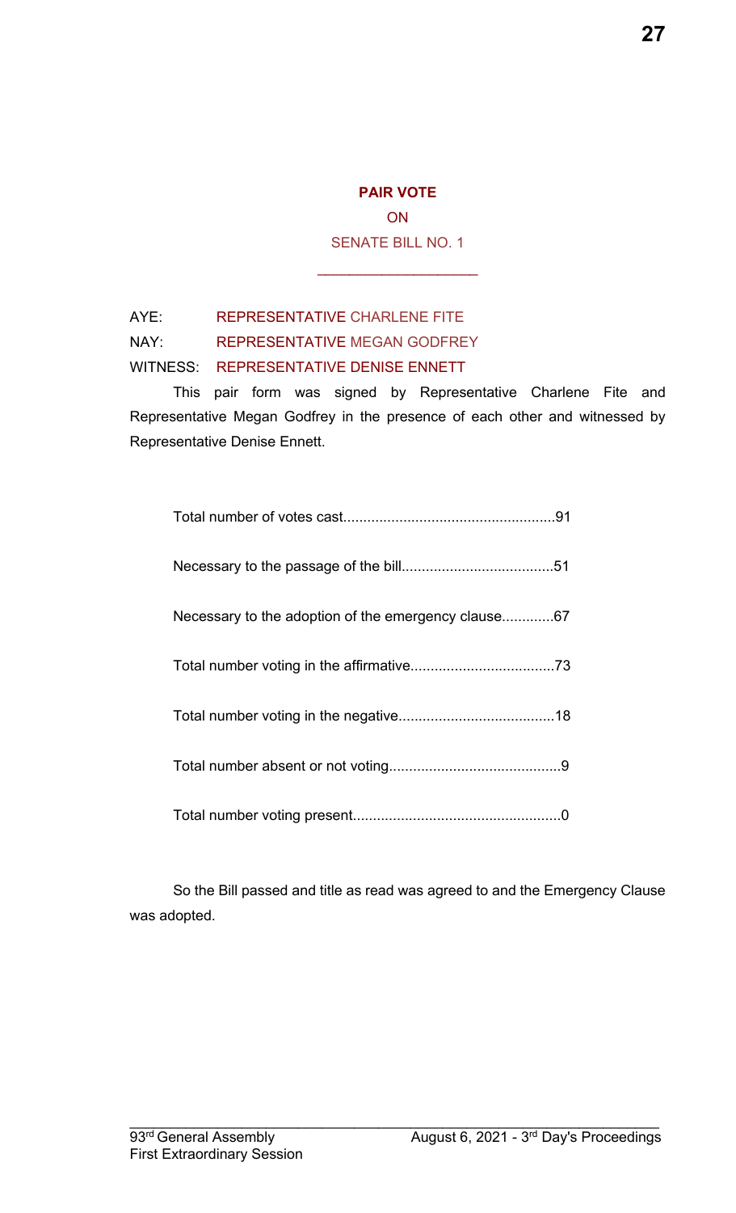## PAIR VOTE

ON

SENATE BILL NO. 1

___________________

AYE: REPRESENTATIVE CHARLENE FITE

NAY: REPRESENTATIVE MEGAN GODFREY

WITNESS: REPRESENTATIVE DENISE ENNETT

This pair form was signed by Representative Charlene Fite and Representative Megan Godfrey in the presence of each other and witnessed by Representative Denise Ennett.

Total number of votes cast....................................................91

Necessary to the passage of the bill.....................................51

Necessary to the adoption of the emergency clause.............67

Total number voting in the affirmative...................................73

Total number voting in the negative.......................................18

Total number absent or not voting...........................................9

Total number voting present...................................................0

So the Bill passed and title as read was agreed to and the Emergency Clause was adopted.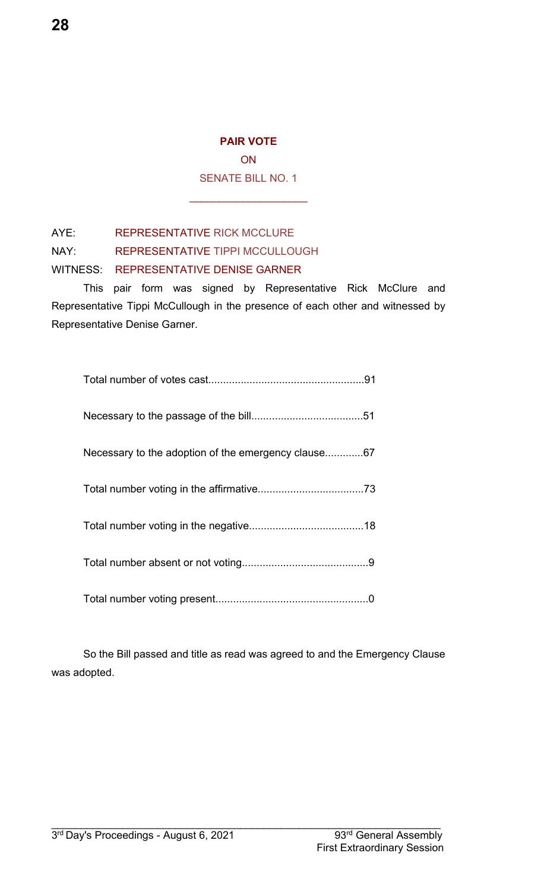**PAIR VOTE**

ON

SENATE BILL NO. 1

\_\_\_\_\_\_\_\_\_\_\_\_\_\_\_\_\_\_\_\_

AYE: REPRESENTATIVE RICK MCCLURE

NAY: REPRESENTATIVE TIPPI MCCULLOUGH

WITNESS: REPRESENTATIVE DENISE GARNER

This pair form was signed by Representative Rick McClure and Representative Tippi McCullough in the presence of each other and witnessed by Representative Denise Garner.

Total number of votes cast....................................................91

Necessary to the passage of the bill.....................................51

Necessary to the adoption of the emergency clause.............67

Total number voting in the affirmative...................................73

Total number voting in the negative......................................18

Total number absent or not voting..........................................9

Total number voting present...................................................0

So the Bill passed and title as read was agreed to and the Emergency Clause was adopted.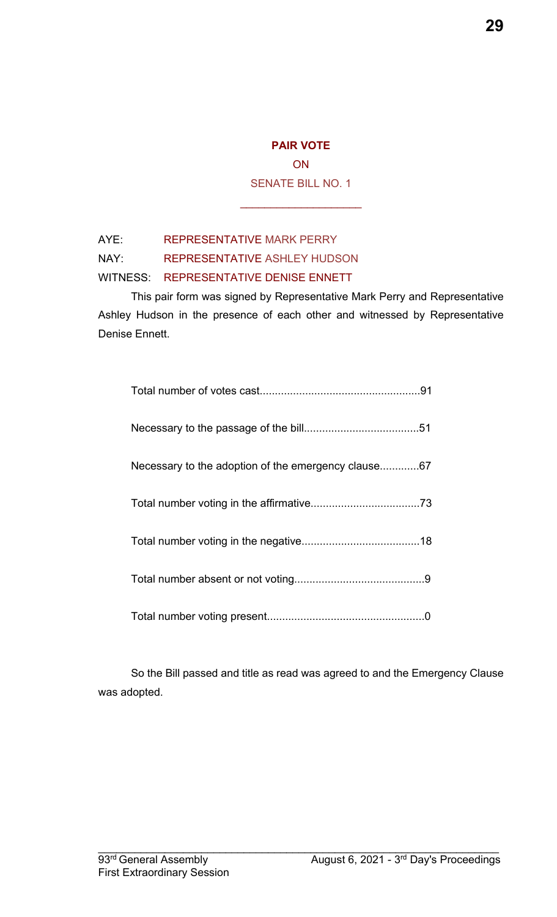**PAIR VOTE**

ON

SENATE BILL NO. 1

\_\_\_\_\_\_\_\_\_\_\_\_\_\_\_\_\_\_\_\_

AYE: REPRESENTATIVE MARK PERRY

NAY: REPRESENTATIVE ASHLEY HUDSON

WITNESS: REPRESENTATIVE DENISE ENNETT

This pair form was signed by Representative Mark Perry and Representative Ashley Hudson in the presence of each other and witnessed by Representative Denise Ennett.

Total number of votes cast....................................................91

Necessary to the passage of the bill.....................................51

Necessary to the adoption of the emergency clause.............67

Total number voting in the affirmative...................................73

Total number voting in the negative......................................18

Total number absent or not voting..........................................9

Total number voting present...................................................0

So the Bill passed and title as read was agreed to and the Emergency Clause was adopted.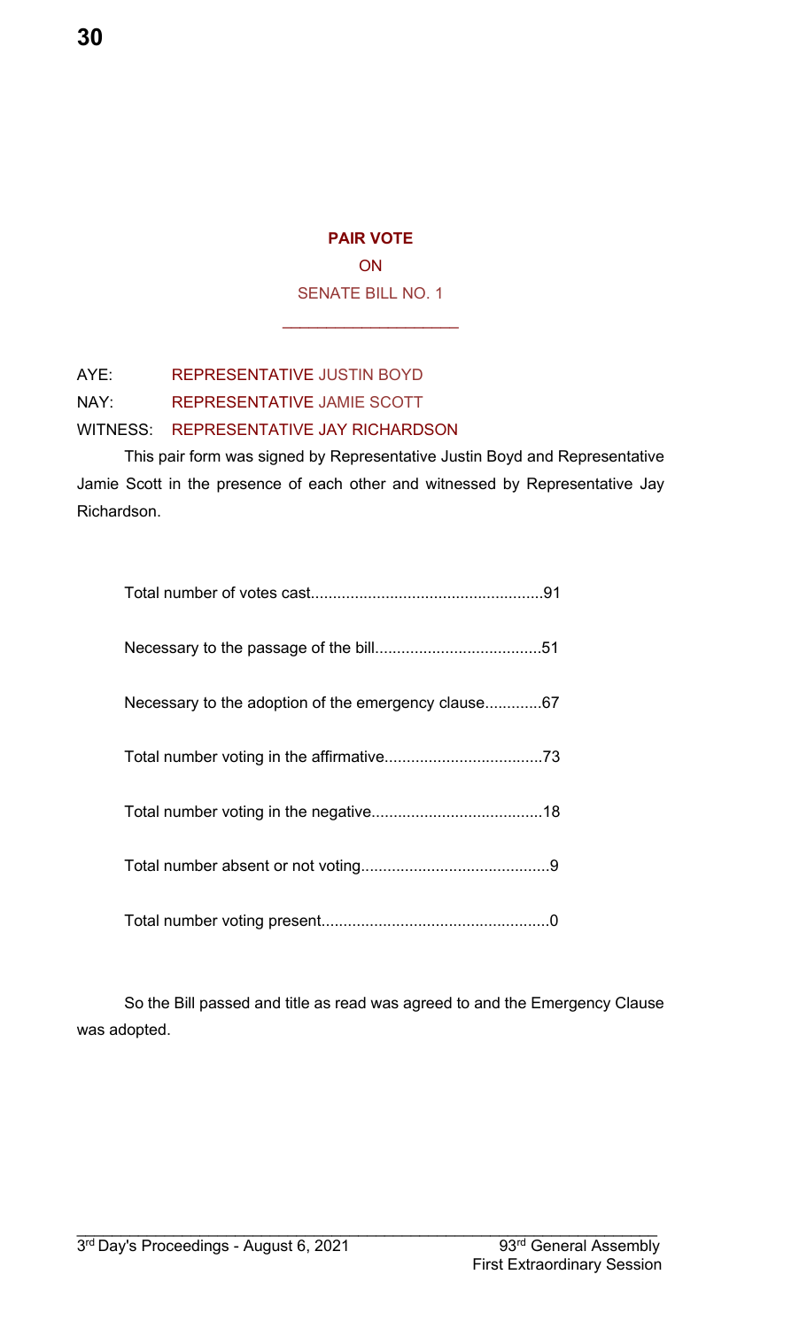**PAIR VOTE**

ON

SENATE BILL NO. 1

___________________

AYE: REPRESENTATIVE JUSTIN BOYD

NAY: REPRESENTATIVE JAMIE SCOTT

WITNESS: REPRESENTATIVE JAY RICHARDSON

This pair form was signed by Representative Justin Boyd and Representative Jamie Scott in the presence of each other and witnessed by Representative Jay Richardson.

Total number of votes cast....................................................91

Necessary to the passage of the bill.....................................51

Necessary to the adoption of the emergency clause.............67

Total number voting in the affirmative...................................73

Total number voting in the negative......................................18

Total number absent or not voting..........................................9

Total number voting present...................................................0

So the Bill passed and title as read was agreed to and the Emergency Clause was adopted.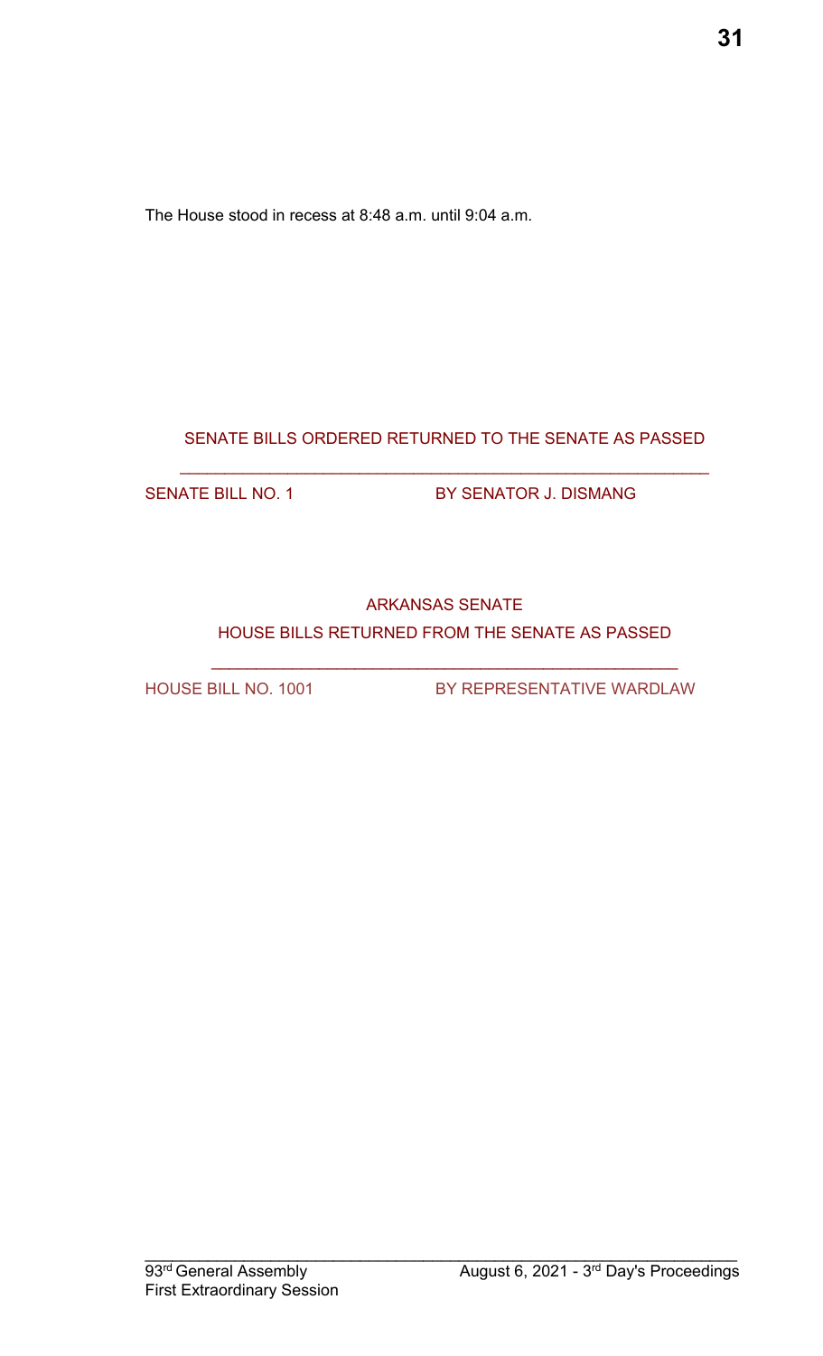The House stood in recess at 8:48 a.m. until 9:04 a.m.

## SENATE BILLS ORDERED RETURNED TO THE SENATE AS PASSED

| | |
|---|---|
| SENATE BILL NO. 1 | BY SENATOR J. DISMANG |

## ARKANSAS SENATE

## HOUSE BILLS RETURNED FROM THE SENATE AS PASSED

| | |
|---|---|
| HOUSE BILL NO. 1001 | BY REPRESENTATIVE WARDLAW |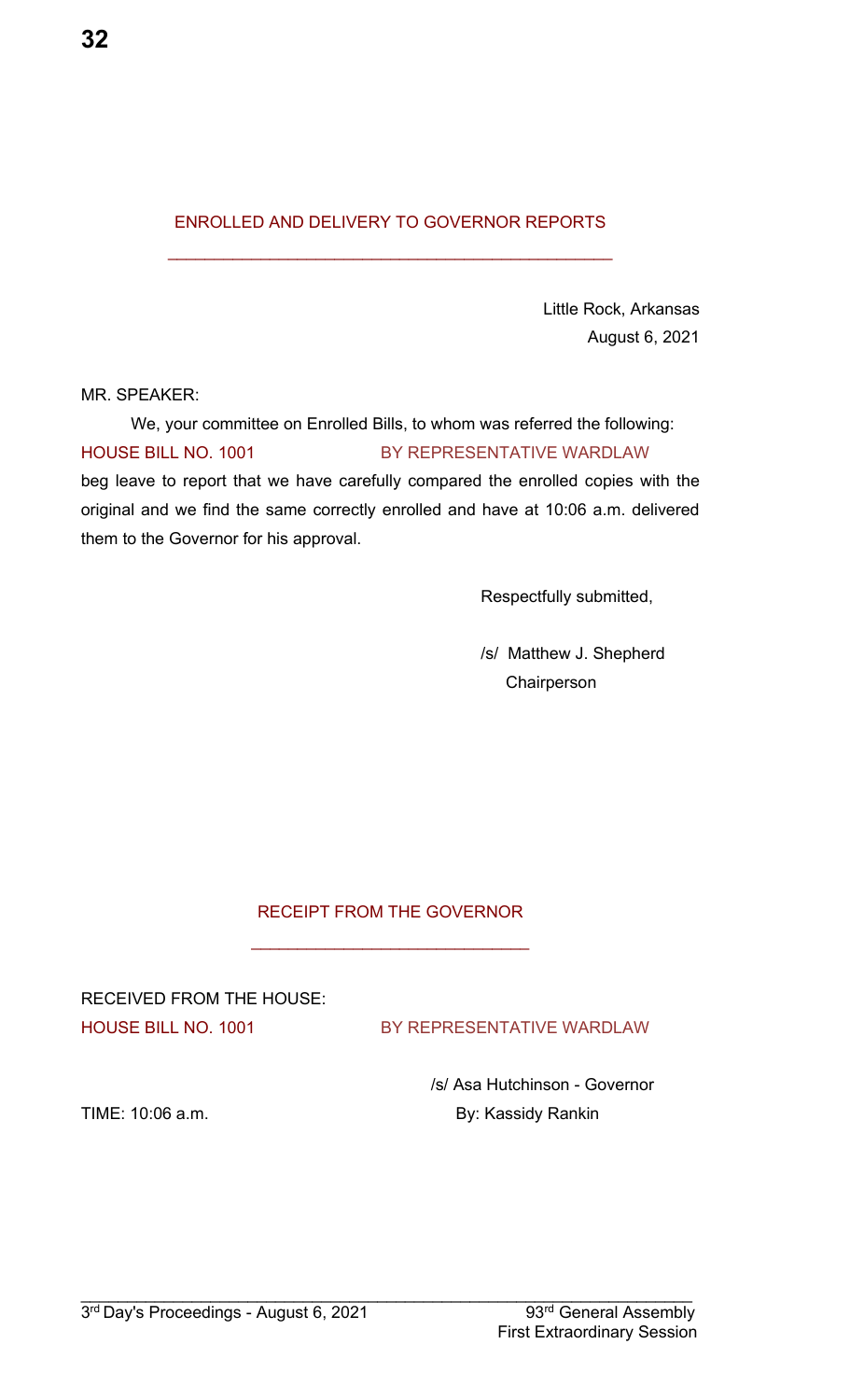## ENROLLED AND DELIVERY TO GOVERNOR REPORTS

Little Rock, Arkansas
August 6, 2021

MR. SPEAKER:

We, your committee on Enrolled Bills, to whom was referred the following:

HOUSE BILL NO. 1001 BY REPRESENTATIVE WARDLAW

beg leave to report that we have carefully compared the enrolled copies with the original and we find the same correctly enrolled and have at 10:06 a.m. delivered them to the Governor for his approval.

Respectfully submitted,

/s/ Matthew J. Shepherd
Chairperson

## RECEIPT FROM THE GOVERNOR

RECEIVED FROM THE HOUSE:

HOUSE BILL NO. 1001 BY REPRESENTATIVE WARDLAW

/s/ Asa Hutchinson - Governor

TIME: 10:06 a.m. By: Kassidy Rankin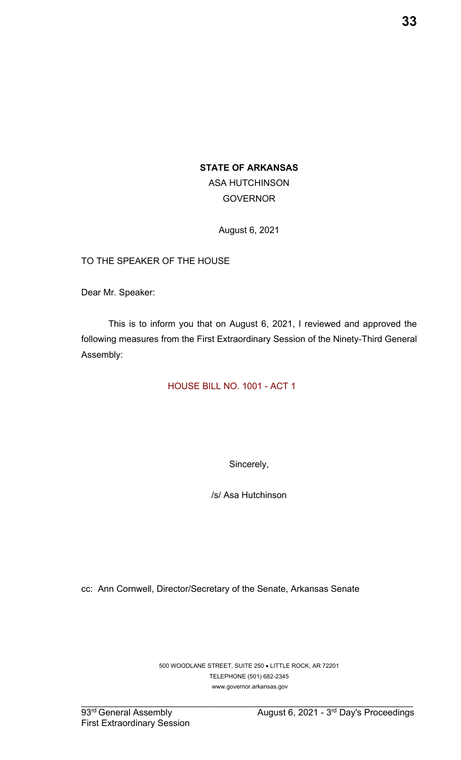**STATE OF ARKANSAS**

ASA HUTCHINSON

GOVERNOR

August 6, 2021

TO THE SPEAKER OF THE HOUSE

Dear Mr. Speaker:

This is to inform you that on August 6, 2021, I reviewed and approved the following measures from the First Extraordinary Session of the Ninety-Third General Assembly:

HOUSE BILL NO. 1001 - ACT 1

Sincerely,

/s/ Asa Hutchinson

cc: Ann Cornwell, Director/Secretary of the Senate, Arkansas Senate

500 WOODLANE STREET, SUITE 250 • LITTLE ROCK, AR 72201
TELEPHONE (501) 682-2345
www.governor.arkansas.gov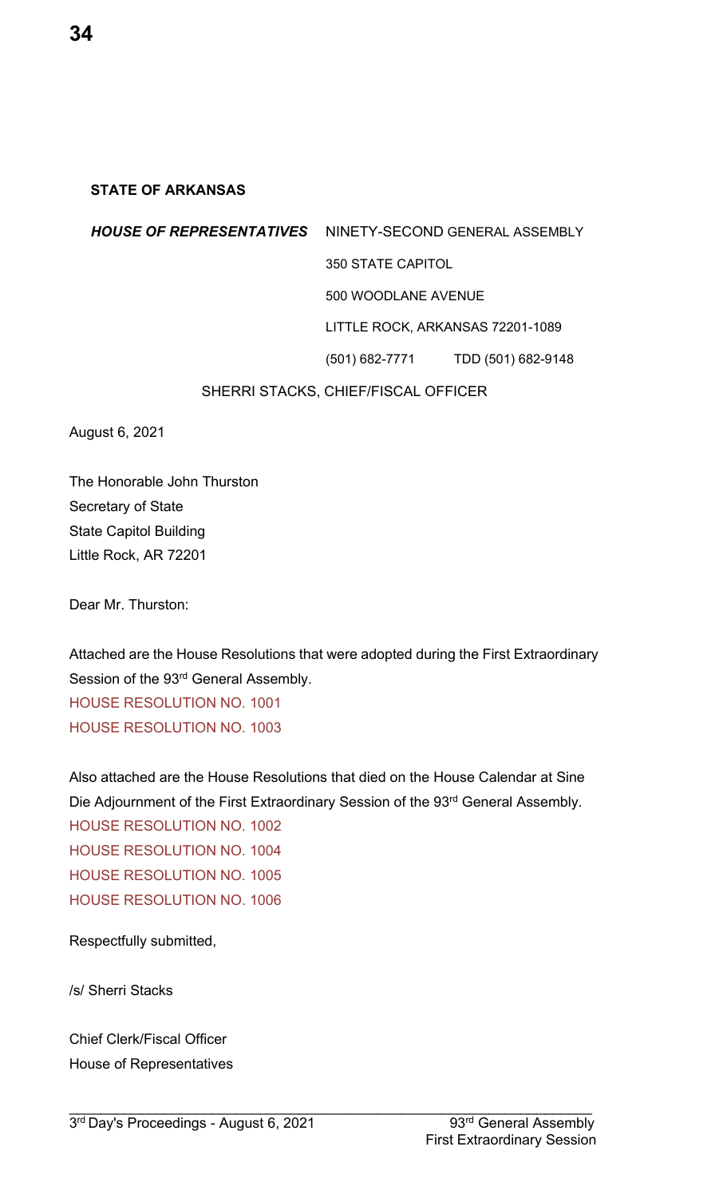**STATE OF ARKANSAS**

***HOUSE OF REPRESENTATIVES*** NINETY-SECOND GENERAL ASSEMBLY

350 STATE CAPITOL

500 WOODLANE AVENUE

LITTLE ROCK, ARKANSAS 72201-1089

(501) 682-7771 TDD (501) 682-9148

SHERRI STACKS, CHIEF/FISCAL OFFICER

August 6, 2021

The Honorable John Thurston
Secretary of State
State Capitol Building
Little Rock, AR 72201

Dear Mr. Thurston:

Attached are the House Resolutions that were adopted during the First Extraordinary Session of the 93rd General Assembly.
HOUSE RESOLUTION NO. 1001
HOUSE RESOLUTION NO. 1003

Also attached are the House Resolutions that died on the House Calendar at Sine Die Adjournment of the First Extraordinary Session of the 93rd General Assembly.
HOUSE RESOLUTION NO. 1002
HOUSE RESOLUTION NO. 1004
HOUSE RESOLUTION NO. 1005
HOUSE RESOLUTION NO. 1006

Respectfully submitted,

/s/ Sherri Stacks

Chief Clerk/Fiscal Officer
House of Representatives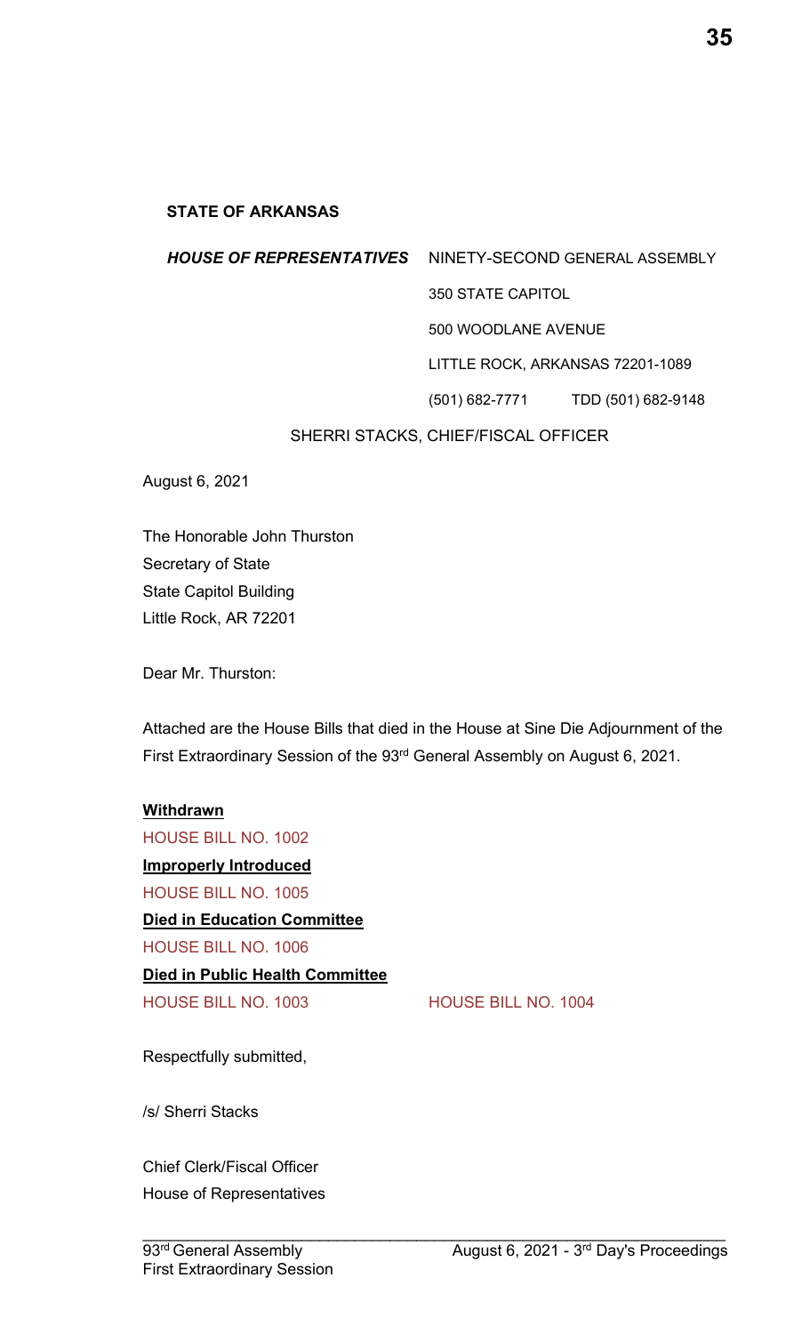**STATE OF ARKANSAS**

***HOUSE OF REPRESENTATIVES*** NINETY-SECOND GENERAL ASSEMBLY

350 STATE CAPITOL

500 WOODLANE AVENUE

LITTLE ROCK, ARKANSAS 72201-1089

(501) 682-7771 TDD (501) 682-9148

SHERRI STACKS, CHIEF/FISCAL OFFICER

August 6, 2021

The Honorable John Thurston
Secretary of State
State Capitol Building
Little Rock, AR 72201

Dear Mr. Thurston:

Attached are the House Bills that died in the House at Sine Die Adjournment of the First Extraordinary Session of the 93rd General Assembly on August 6, 2021.

**Withdrawn**

HOUSE BILL NO. 1002

**Improperly Introduced**

HOUSE BILL NO. 1005

**Died in Education Committee**

HOUSE BILL NO. 1006

**Died in Public Health Committee**

HOUSE BILL NO. 1003 HOUSE BILL NO. 1004

Respectfully submitted,

/s/ Sherri Stacks

Chief Clerk/Fiscal Officer
House of Representatives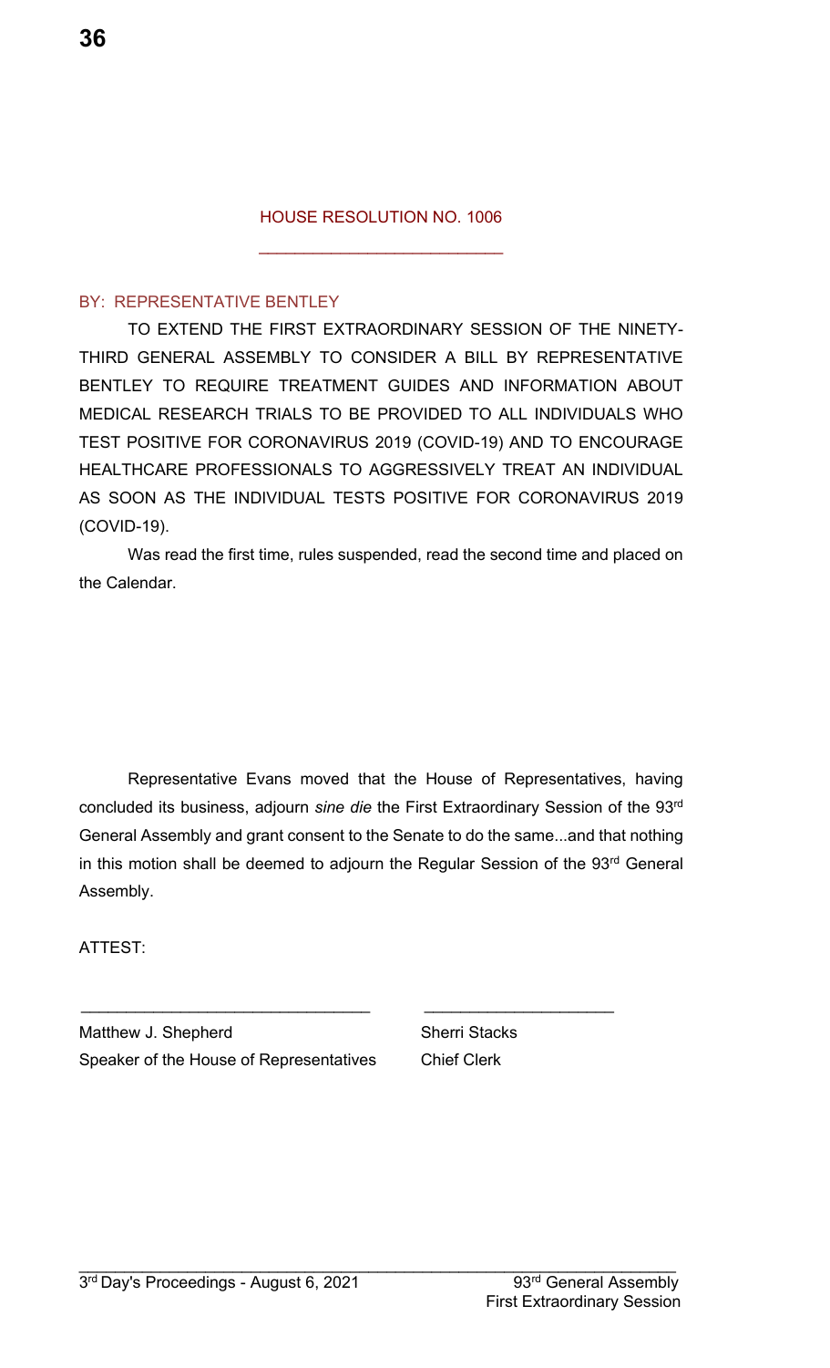HOUSE RESOLUTION NO. 1006

BY: REPRESENTATIVE BENTLEY

TO EXTEND THE FIRST EXTRAORDINARY SESSION OF THE NINETY-THIRD GENERAL ASSEMBLY TO CONSIDER A BILL BY REPRESENTATIVE BENTLEY TO REQUIRE TREATMENT GUIDES AND INFORMATION ABOUT MEDICAL RESEARCH TRIALS TO BE PROVIDED TO ALL INDIVIDUALS WHO TEST POSITIVE FOR CORONAVIRUS 2019 (COVID-19) AND TO ENCOURAGE HEALTHCARE PROFESSIONALS TO AGGRESSIVELY TREAT AN INDIVIDUAL AS SOON AS THE INDIVIDUAL TESTS POSITIVE FOR CORONAVIRUS 2019 (COVID-19).

Was read the first time, rules suspended, read the second time and placed on the Calendar.

Representative Evans moved that the House of Representatives, having concluded its business, adjourn *sine die* the First Extraordinary Session of the 93rd General Assembly and grant consent to the Senate to do the same...and that nothing in this motion shall be deemed to adjourn the Regular Session of the 93rd General Assembly.

ATTEST:

| | |
|---|---|
| Matthew J. Shepherd | Sherri Stacks |
| Speaker of the House of Representatives | Chief Clerk |